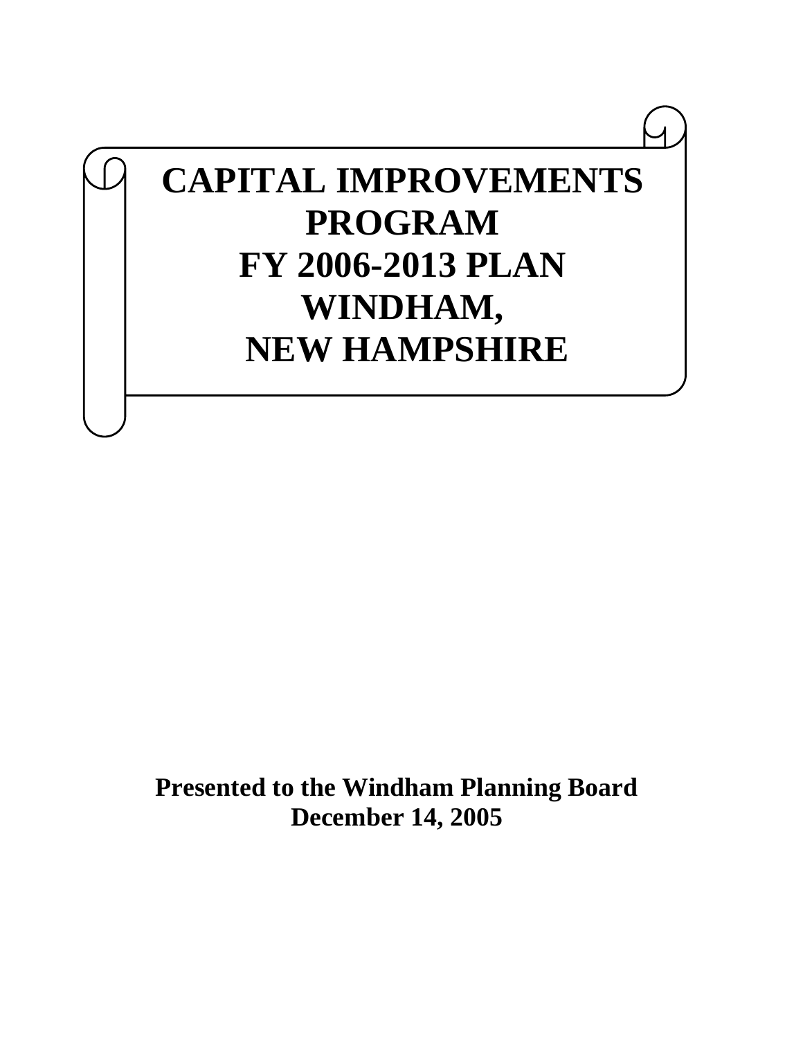# CAPITAL IMPROVEMENTS PROGRAM FY 2006-2013 PLAN WINDHAM, NEW HAMPSHIRE

**Presented to the Windham Planning Board**
**December 14, 2005**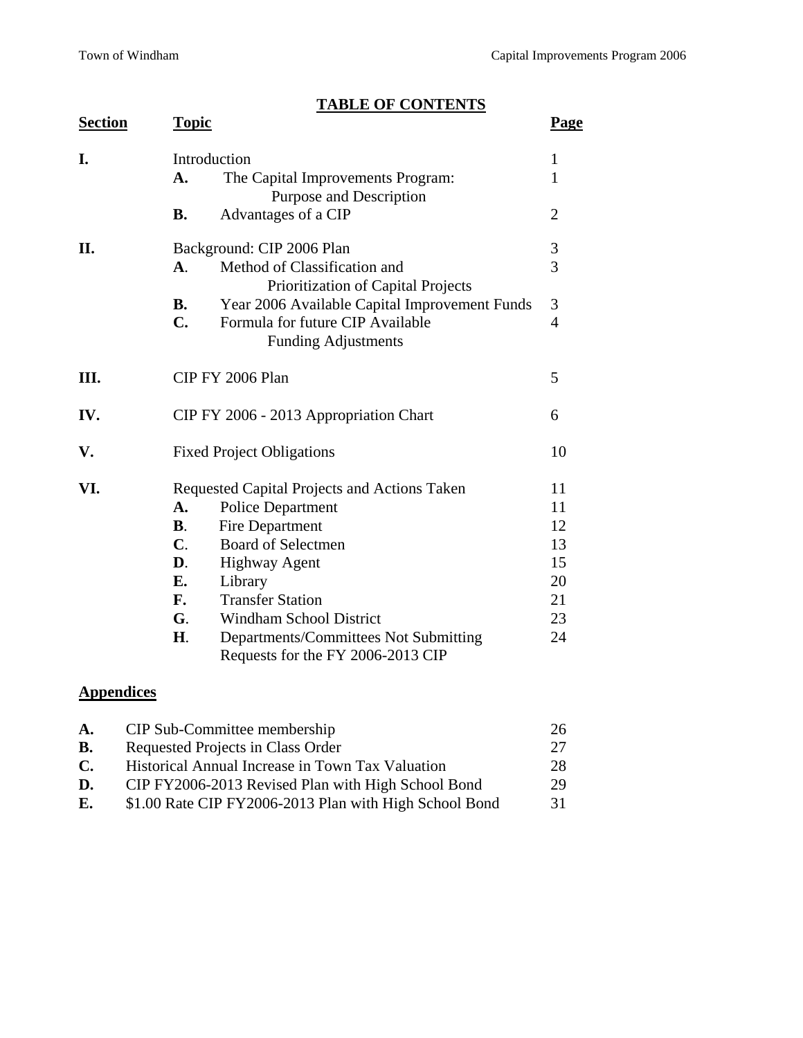# TABLE OF CONTENTS

| Section | Topic | | Page |
|---|---|---|---|
| **I.** | Introduction | | 1 |
| | **A.** | The Capital Improvements Program: Purpose and Description | 1 |
| | **B.** | Advantages of a CIP | 2 |
| **II.** | Background: CIP 2006 Plan | | 3 |
| | **A.** | Method of Classification and Prioritization of Capital Projects | 3 |
| | **B.** | Year 2006 Available Capital Improvement Funds | 3 |
| | **C.** | Formula for future CIP Available Funding Adjustments | 4 |
| **III.** | CIP FY 2006 Plan | | 5 |
| **IV.** | CIP FY 2006 - 2013 Appropriation Chart | | 6 |
| **V.** | Fixed Project Obligations | | 10 |
| **VI.** | Requested Capital Projects and Actions Taken | | 11 |
| | **A.** | Police Department | 11 |
| | **B.** | Fire Department | 12 |
| | **C.** | Board of Selectmen | 13 |
| | **D.** | Highway Agent | 15 |
| | **E.** | Library | 20 |
| | **F.** | Transfer Station | 21 |
| | **G.** | Windham School District | 23 |
| | **H.** | Departments/Committees Not Submitting Requests for the FY 2006-2013 CIP | 24 |

## Appendices

| | | |
|---|---|---|
| **A.** | CIP Sub-Committee membership | 26 |
| **B.** | Requested Projects in Class Order | 27 |
| **C.** | Historical Annual Increase in Town Tax Valuation | 28 |
| **D.** | CIP FY2006-2013 Revised Plan with High School Bond | 29 |
| **E.** | $1.00 Rate CIP FY2006-2013 Plan with High School Bond | 31 |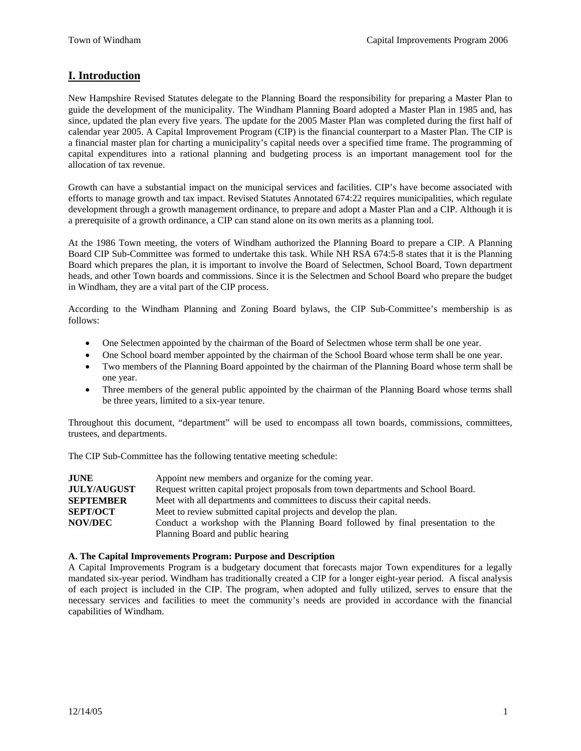## I. Introduction

New Hampshire Revised Statutes delegate to the Planning Board the responsibility for preparing a Master Plan to guide the development of the municipality. The Windham Planning Board adopted a Master Plan in 1985 and, has since, updated the plan every five years. The update for the 2005 Master Plan was completed during the first half of calendar year 2005. A Capital Improvement Program (CIP) is the financial counterpart to a Master Plan. The CIP is a financial master plan for charting a municipality's capital needs over a specified time frame. The programming of capital expenditures into a rational planning and budgeting process is an important management tool for the allocation of tax revenue.

Growth can have a substantial impact on the municipal services and facilities. CIP's have become associated with efforts to manage growth and tax impact. Revised Statutes Annotated 674:22 requires municipalities, which regulate development through a growth management ordinance, to prepare and adopt a Master Plan and a CIP. Although it is a prerequisite of a growth ordinance, a CIP can stand alone on its own merits as a planning tool.

At the 1986 Town meeting, the voters of Windham authorized the Planning Board to prepare a CIP. A Planning Board CIP Sub-Committee was formed to undertake this task. While NH RSA 674:5-8 states that it is the Planning Board which prepares the plan, it is important to involve the Board of Selectmen, School Board, Town department heads, and other Town boards and commissions. Since it is the Selectmen and School Board who prepare the budget in Windham, they are a vital part of the CIP process.

According to the Windham Planning and Zoning Board bylaws, the CIP Sub-Committee's membership is as follows:

- One Selectmen appointed by the chairman of the Board of Selectmen whose term shall be one year.
- One School board member appointed by the chairman of the School Board whose term shall be one year.
- Two members of the Planning Board appointed by the chairman of the Planning Board whose term shall be one year.
- Three members of the general public appointed by the chairman of the Planning Board whose terms shall be three years, limited to a six-year tenure.

Throughout this document, "department" will be used to encompass all town boards, commissions, committees, trustees, and departments.

The CIP Sub-Committee has the following tentative meeting schedule:

| | |
|---|---|
| **JUNE** | Appoint new members and organize for the coming year. |
| **JULY/AUGUST** | Request written capital project proposals from town departments and School Board. |
| **SEPTEMBER** | Meet with all departments and committees to discuss their capital needs. |
| **SEPT/OCT** | Meet to review submitted capital projects and develop the plan. |
| **NOV/DEC** | Conduct a workshop with the Planning Board followed by final presentation to the Planning Board and public hearing |

### A. The Capital Improvements Program: Purpose and Description

A Capital Improvements Program is a budgetary document that forecasts major Town expenditures for a legally mandated six-year period. Windham has traditionally created a CIP for a longer eight-year period. A fiscal analysis of each project is included in the CIP. The program, when adopted and fully utilized, serves to ensure that the necessary services and facilities to meet the community's needs are provided in accordance with the financial capabilities of Windham.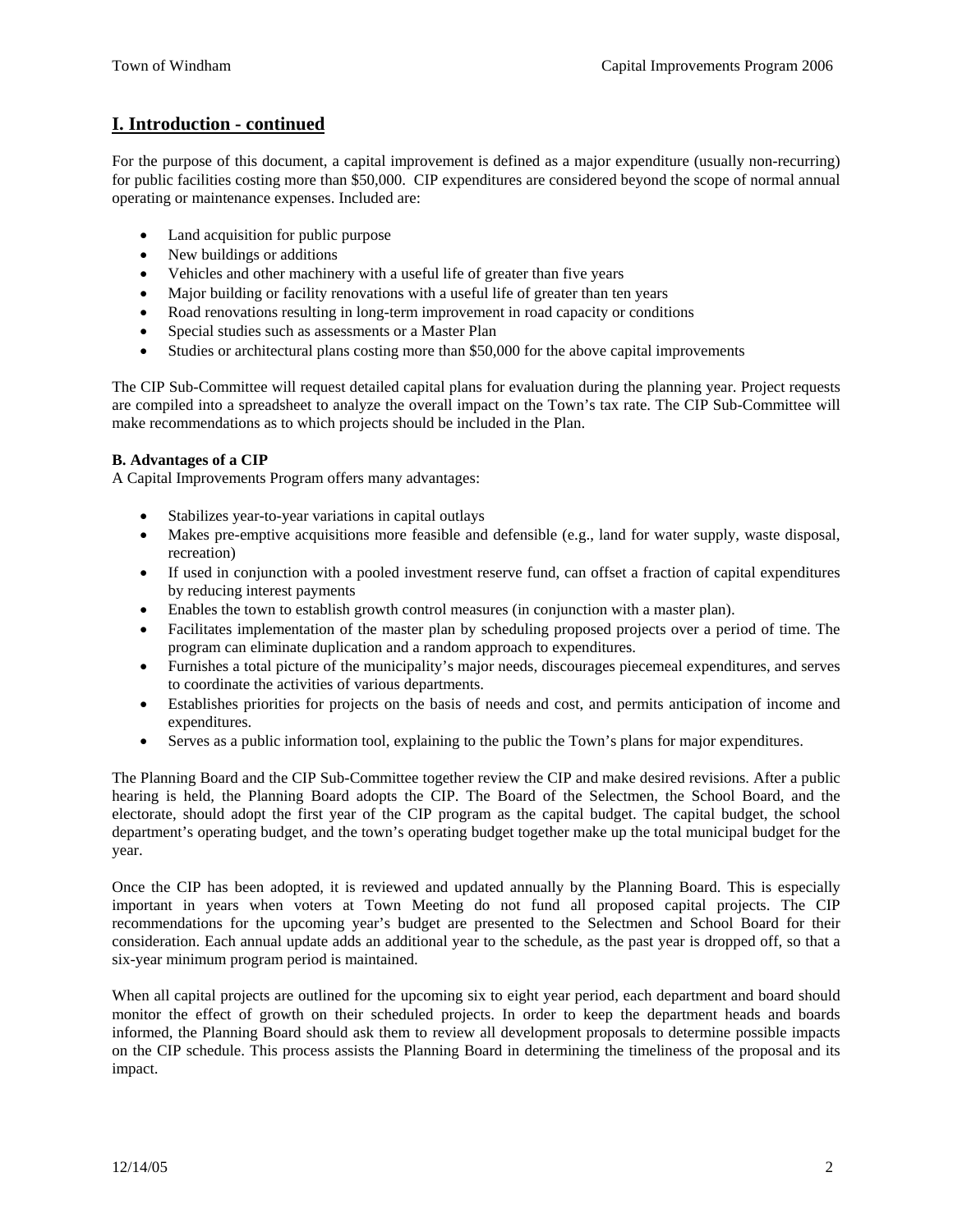## I. Introduction - continued

For the purpose of this document, a capital improvement is defined as a major expenditure (usually non-recurring) for public facilities costing more than $50,000. CIP expenditures are considered beyond the scope of normal annual operating or maintenance expenses. Included are:

- Land acquisition for public purpose
- New buildings or additions
- Vehicles and other machinery with a useful life of greater than five years
- Major building or facility renovations with a useful life of greater than ten years
- Road renovations resulting in long-term improvement in road capacity or conditions
- Special studies such as assessments or a Master Plan
- Studies or architectural plans costing more than $50,000 for the above capital improvements

The CIP Sub-Committee will request detailed capital plans for evaluation during the planning year. Project requests are compiled into a spreadsheet to analyze the overall impact on the Town's tax rate. The CIP Sub-Committee will make recommendations as to which projects should be included in the Plan.

**B. Advantages of a CIP**

A Capital Improvements Program offers many advantages:

- Stabilizes year-to-year variations in capital outlays
- Makes pre-emptive acquisitions more feasible and defensible (e.g., land for water supply, waste disposal, recreation)
- If used in conjunction with a pooled investment reserve fund, can offset a fraction of capital expenditures by reducing interest payments
- Enables the town to establish growth control measures (in conjunction with a master plan).
- Facilitates implementation of the master plan by scheduling proposed projects over a period of time. The program can eliminate duplication and a random approach to expenditures.
- Furnishes a total picture of the municipality's major needs, discourages piecemeal expenditures, and serves to coordinate the activities of various departments.
- Establishes priorities for projects on the basis of needs and cost, and permits anticipation of income and expenditures.
- Serves as a public information tool, explaining to the public the Town's plans for major expenditures.

The Planning Board and the CIP Sub-Committee together review the CIP and make desired revisions. After a public hearing is held, the Planning Board adopts the CIP. The Board of the Selectmen, the School Board, and the electorate, should adopt the first year of the CIP program as the capital budget. The capital budget, the school department's operating budget, and the town's operating budget together make up the total municipal budget for the year.

Once the CIP has been adopted, it is reviewed and updated annually by the Planning Board. This is especially important in years when voters at Town Meeting do not fund all proposed capital projects. The CIP recommendations for the upcoming year's budget are presented to the Selectmen and School Board for their consideration. Each annual update adds an additional year to the schedule, as the past year is dropped off, so that a six-year minimum program period is maintained.

When all capital projects are outlined for the upcoming six to eight year period, each department and board should monitor the effect of growth on their scheduled projects. In order to keep the department heads and boards informed, the Planning Board should ask them to review all development proposals to determine possible impacts on the CIP schedule. This process assists the Planning Board in determining the timeliness of the proposal and its impact.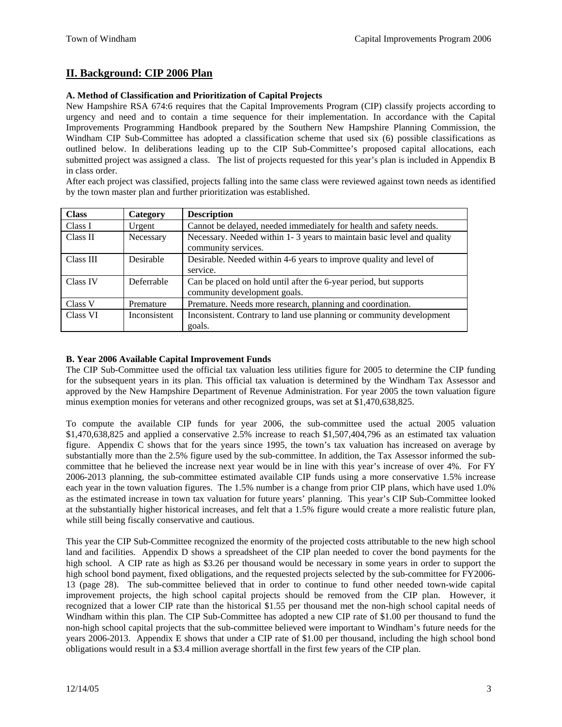## II. Background: CIP 2006 Plan

### A. Method of Classification and Prioritization of Capital Projects

New Hampshire RSA 674:6 requires that the Capital Improvements Program (CIP) classify projects according to urgency and need and to contain a time sequence for their implementation. In accordance with the Capital Improvements Programming Handbook prepared by the Southern New Hampshire Planning Commission, the Windham CIP Sub-Committee has adopted a classification scheme that used six (6) possible classifications as outlined below. In deliberations leading up to the CIP Sub-Committee's proposed capital allocations, each submitted project was assigned a class. The list of projects requested for this year's plan is included in Appendix B in class order.

After each project was classified, projects falling into the same class were reviewed against town needs as identified by the town master plan and further prioritization was established.

| Class | Category | Description |
|---|---|---|
| Class I | Urgent | Cannot be delayed, needed immediately for health and safety needs. |
| Class II | Necessary | Necessary. Needed within 1- 3 years to maintain basic level and quality community services. |
| Class III | Desirable | Desirable. Needed within 4-6 years to improve quality and level of service. |
| Class IV | Deferrable | Can be placed on hold until after the 6-year period, but supports community development goals. |
| Class V | Premature | Premature. Needs more research, planning and coordination. |
| Class VI | Inconsistent | Inconsistent. Contrary to land use planning or community development goals. |

### B. Year 2006 Available Capital Improvement Funds

The CIP Sub-Committee used the official tax valuation less utilities figure for 2005 to determine the CIP funding for the subsequent years in its plan. This official tax valuation is determined by the Windham Tax Assessor and approved by the New Hampshire Department of Revenue Administration. For year 2005 the town valuation figure minus exemption monies for veterans and other recognized groups, was set at $1,470,638,825.

To compute the available CIP funds for year 2006, the sub-committee used the actual 2005 valuation $1,470,638,825 and applied a conservative 2.5% increase to reach $1,507,404,796 as an estimated tax valuation figure. Appendix C shows that for the years since 1995, the town's tax valuation has increased on average by substantially more than the 2.5% figure used by the sub-committee. In addition, the Tax Assessor informed the sub-committee that he believed the increase next year would be in line with this year's increase of over 4%. For FY 2006-2013 planning, the sub-committee estimated available CIP funds using a more conservative 1.5% increase each year in the town valuation figures. The 1.5% number is a change from prior CIP plans, which have used 1.0% as the estimated increase in town tax valuation for future years' planning. This year's CIP Sub-Committee looked at the substantially higher historical increases, and felt that a 1.5% figure would create a more realistic future plan, while still being fiscally conservative and cautious.

This year the CIP Sub-Committee recognized the enormity of the projected costs attributable to the new high school land and facilities. Appendix D shows a spreadsheet of the CIP plan needed to cover the bond payments for the high school. A CIP rate as high as $3.26 per thousand would be necessary in some years in order to support the high school bond payment, fixed obligations, and the requested projects selected by the sub-committee for FY2006-13 (page 28). The sub-committee believed that in order to continue to fund other needed town-wide capital improvement projects, the high school capital projects should be removed from the CIP plan. However, it recognized that a lower CIP rate than the historical $1.55 per thousand met the non-high school capital needs of Windham within this plan. The CIP Sub-Committee has adopted a new CIP rate of $1.00 per thousand to fund the non-high school capital projects that the sub-committee believed were important to Windham's future needs for the years 2006-2013. Appendix E shows that under a CIP rate of $1.00 per thousand, including the high school bond obligations would result in a $3.4 million average shortfall in the first few years of the CIP plan.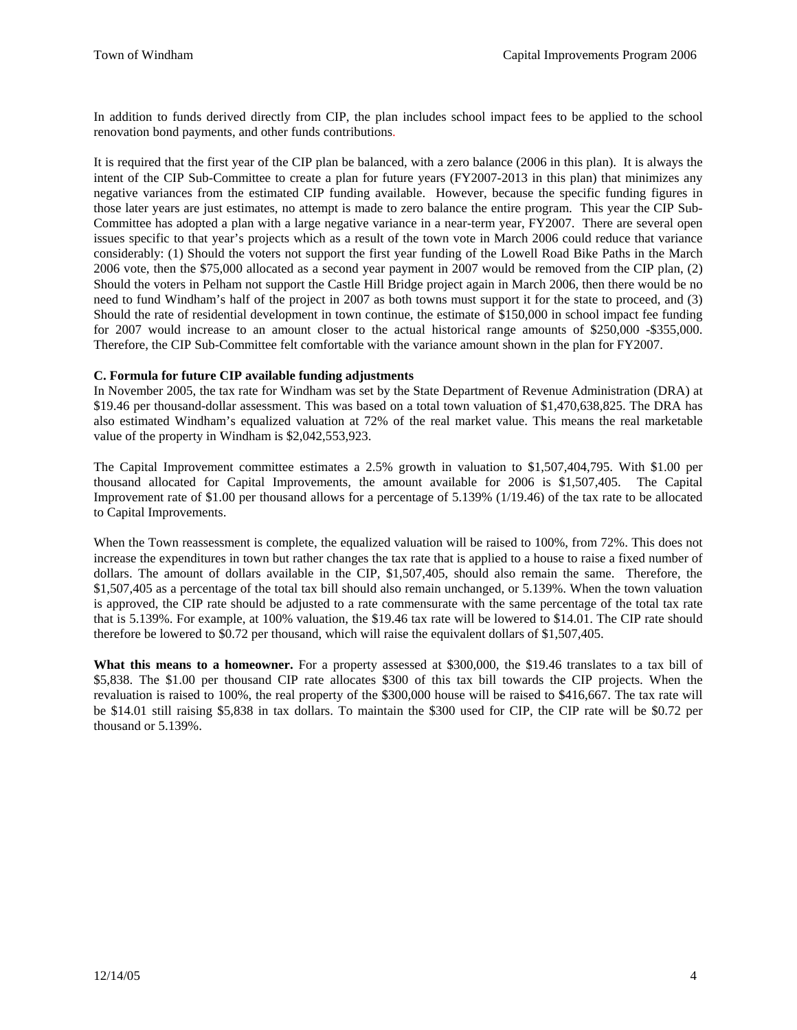In addition to funds derived directly from CIP, the plan includes school impact fees to be applied to the school renovation bond payments, and other funds contributions.

It is required that the first year of the CIP plan be balanced, with a zero balance (2006 in this plan). It is always the intent of the CIP Sub-Committee to create a plan for future years (FY2007-2013 in this plan) that minimizes any negative variances from the estimated CIP funding available. However, because the specific funding figures in those later years are just estimates, no attempt is made to zero balance the entire program. This year the CIP Sub-Committee has adopted a plan with a large negative variance in a near-term year, FY2007. There are several open issues specific to that year's projects which as a result of the town vote in March 2006 could reduce that variance considerably: (1) Should the voters not support the first year funding of the Lowell Road Bike Paths in the March 2006 vote, then the $75,000 allocated as a second year payment in 2007 would be removed from the CIP plan, (2) Should the voters in Pelham not support the Castle Hill Bridge project again in March 2006, then there would be no need to fund Windham's half of the project in 2007 as both towns must support it for the state to proceed, and (3) Should the rate of residential development in town continue, the estimate of $150,000 in school impact fee funding for 2007 would increase to an amount closer to the actual historical range amounts of $250,000 -$355,000. Therefore, the CIP Sub-Committee felt comfortable with the variance amount shown in the plan for FY2007.

**C. Formula for future CIP available funding adjustments**

In November 2005, the tax rate for Windham was set by the State Department of Revenue Administration (DRA) at $19.46 per thousand-dollar assessment. This was based on a total town valuation of $1,470,638,825. The DRA has also estimated Windham's equalized valuation at 72% of the real market value. This means the real marketable value of the property in Windham is $2,042,553,923.

The Capital Improvement committee estimates a 2.5% growth in valuation to $1,507,404,795. With $1.00 per thousand allocated for Capital Improvements, the amount available for 2006 is $1,507,405. The Capital Improvement rate of $1.00 per thousand allows for a percentage of 5.139% (1/19.46) of the tax rate to be allocated to Capital Improvements.

When the Town reassessment is complete, the equalized valuation will be raised to 100%, from 72%. This does not increase the expenditures in town but rather changes the tax rate that is applied to a house to raise a fixed number of dollars. The amount of dollars available in the CIP, $1,507,405, should also remain the same. Therefore, the $1,507,405 as a percentage of the total tax bill should also remain unchanged, or 5.139%. When the town valuation is approved, the CIP rate should be adjusted to a rate commensurate with the same percentage of the total tax rate that is 5.139%. For example, at 100% valuation, the $19.46 tax rate will be lowered to $14.01. The CIP rate should therefore be lowered to $0.72 per thousand, which will raise the equivalent dollars of $1,507,405.

**What this means to a homeowner.** For a property assessed at $300,000, the $19.46 translates to a tax bill of $5,838. The $1.00 per thousand CIP rate allocates $300 of this tax bill towards the CIP projects. When the revaluation is raised to 100%, the real property of the $300,000 house will be raised to $416,667. The tax rate will be $14.01 still raising $5,838 in tax dollars. To maintain the $300 used for CIP, the CIP rate will be $0.72 per thousand or 5.139%.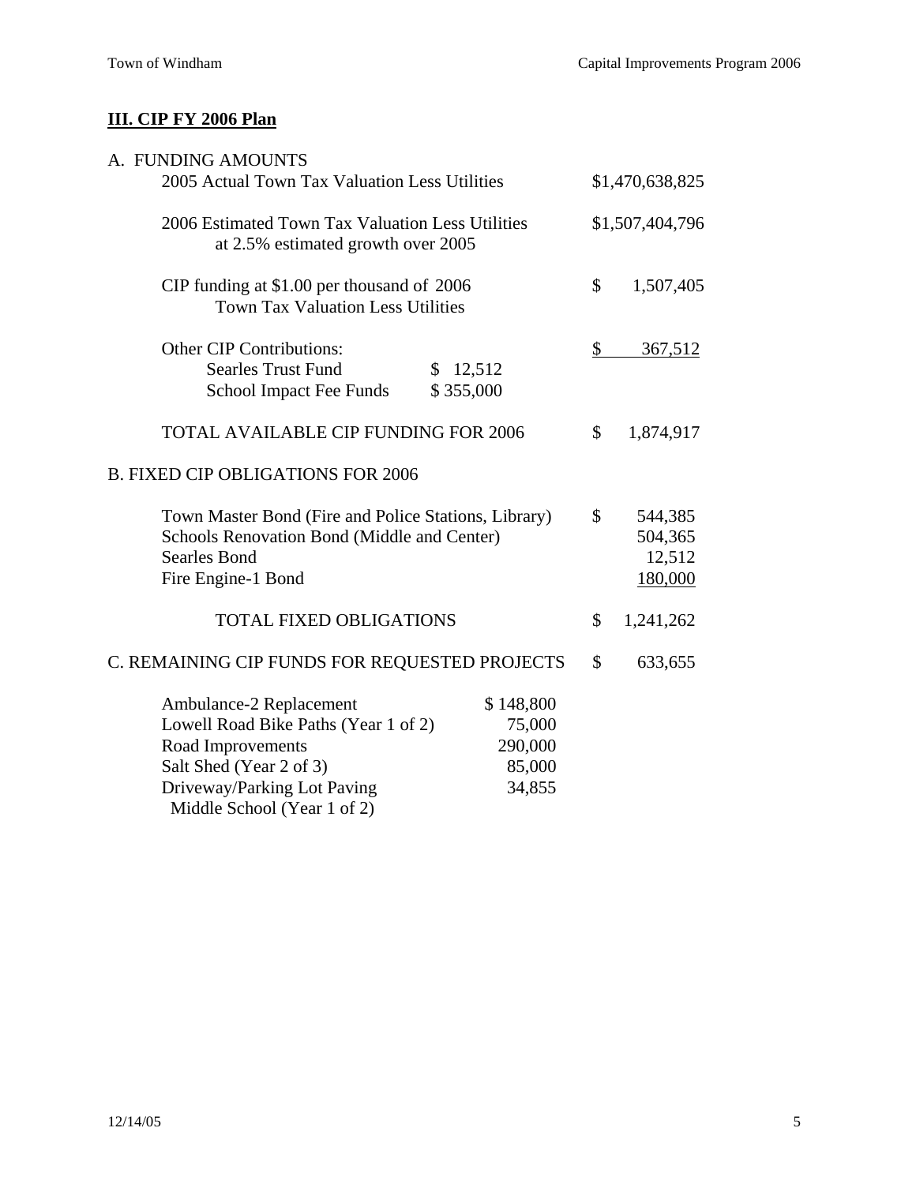## III. CIP FY 2006 Plan

A. FUNDING AMOUNTS

| | | |
|---|---|---|
| 2005 Actual Town Tax Valuation Less Utilities | | \$1,470,638,825 |
| 2006 Estimated Town Tax Valuation Less Utilities at 2.5% estimated growth over 2005 | | \$1,507,404,796 |
| CIP funding at \$1.00 per thousand of 2006 Town Tax Valuation Less Utilities | | \$ 1,507,405 |
| Other CIP Contributions: | | \$ 367,512 |
| Searles Trust Fund | \$ 12,512 | |
| School Impact Fee Funds | \$ 355,000 | |
| TOTAL AVAILABLE CIP FUNDING FOR 2006 | | \$ 1,874,917 |

B. FIXED CIP OBLIGATIONS FOR 2006

| | |
|---|---|
| Town Master Bond (Fire and Police Stations, Library) | \$ 544,385 |
| Schools Renovation Bond (Middle and Center) | 504,365 |
| Searles Bond | 12,512 |
| Fire Engine-1 Bond | 180,000 |
| TOTAL FIXED OBLIGATIONS | \$ 1,241,262 |

C. REMAINING CIP FUNDS FOR REQUESTED PROJECTS \$ 633,655

| | |
|---|---|
| Ambulance-2 Replacement | \$ 148,800 |
| Lowell Road Bike Paths (Year 1 of 2) | 75,000 |
| Road Improvements | 290,000 |
| Salt Shed (Year 2 of 3) | 85,000 |
| Driveway/Parking Lot Paving Middle School (Year 1 of 2) | 34,855 |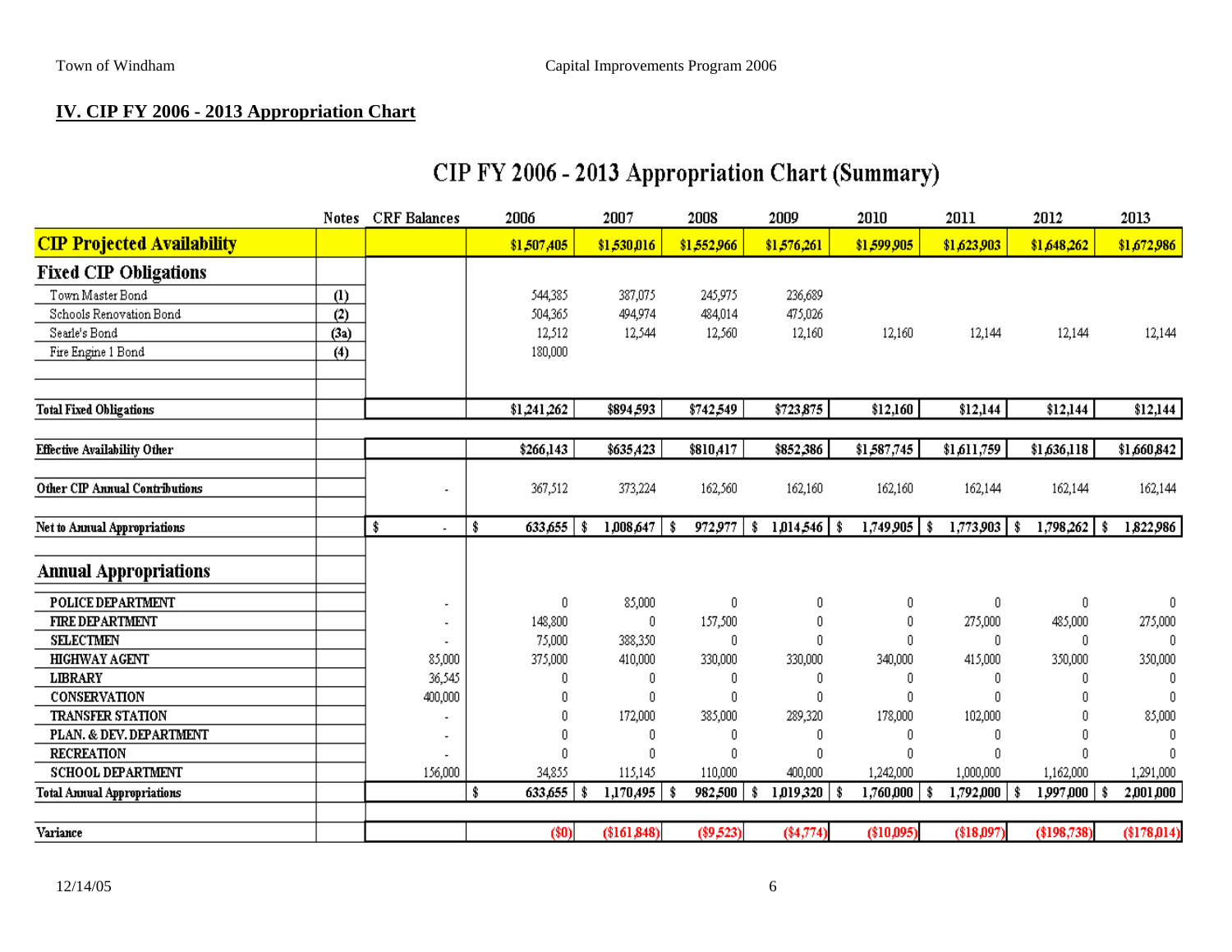## IV. CIP FY 2006 - 2013 Appropriation Chart

### CIP FY 2006 - 2013 Appropriation Chart (Summary)

| | Notes | CRF Balances | 2006 | 2007 | 2008 | 2009 | 2010 | 2011 | 2012 | 2013 |
|---|---|---|---|---|---|---|---|---|---|---|
| **CIP Projected Availability** | | | $1,507,405 | $1,530,016 | $1,552,966 | $1,576,261 | $1,599,905 | $1,623,903 | $1,648,262 | $1,672,986 |
| **Fixed CIP Obligations** | | | | | | | | | | |
| Town Master Bond | (1) | | 544,385 | 387,075 | 245,975 | 236,689 | | | | |
| Schools Renovation Bond | (2) | | 504,365 | 494,974 | 484,014 | 475,026 | | | | |
| Searle's Bond | (3a) | | 12,512 | 12,544 | 12,560 | 12,160 | 12,160 | 12,144 | 12,144 | 12,144 |
| Fire Engine 1 Bond | (4) | | 180,000 | | | | | | | |
| **Total Fixed Obligations** | | | $1,241,262 | $894,593 | $742,549 | $723,875 | $12,160 | $12,144 | $12,144 | $12,144 |
| **Effective Availability Other** | | | $266,143 | $635,423 | $810,417 | $852,386 | $1,587,745 | $1,611,759 | $1,636,118 | $1,660,842 |
| **Other CIP Annual Contributions** | | - | 367,512 | 373,224 | 162,560 | 162,160 | 162,160 | 162,144 | 162,144 | 162,144 |
| **Net to Annual Appropriations** | | $ - | $ 633,655 | $ 1,008,647 | $ 972,977 | $ 1,014,546 | $ 1,749,905 | $ 1,773,903 | $ 1,798,262 | $ 1,822,986 |
| **Annual Appropriations** | | | | | | | | | | |
| POLICE DEPARTMENT | | - | 0 | 85,000 | 0 | 0 | 0 | 0 | 0 | 0 |
| FIRE DEPARTMENT | | - | 148,800 | 0 | 157,500 | 0 | 0 | 275,000 | 485,000 | 275,000 |
| SELECTMEN | | - | 75,000 | 388,350 | 0 | 0 | 0 | 0 | 0 | 0 |
| HIGHWAY AGENT | | 85,000 | 375,000 | 410,000 | 330,000 | 330,000 | 340,000 | 415,000 | 350,000 | 350,000 |
| LIBRARY | | 36,545 | 0 | 0 | 0 | 0 | 0 | 0 | 0 | 0 |
| CONSERVATION | | 400,000 | 0 | 0 | 0 | 0 | 0 | 0 | 0 | 0 |
| TRANSFER STATION | | - | 0 | 172,000 | 385,000 | 289,320 | 178,000 | 102,000 | 0 | 85,000 |
| PLAN. & DEV. DEPARTMENT | | - | 0 | 0 | 0 | 0 | 0 | 0 | 0 | 0 |
| RECREATION | | - | 0 | 0 | 0 | 0 | 0 | 0 | 0 | 0 |
| SCHOOL DEPARTMENT | | 156,000 | 34,855 | 115,145 | 110,000 | 400,000 | 1,242,000 | 1,000,000 | 1,162,000 | 1,291,000 |
| **Total Annual Appropriations** | | | $ 633,655 | $ 1,170,495 | $ 982,500 | $ 1,019,320 | $ 1,760,000 | $ 1,792,000 | $ 1,997,000 | $ 2,001,000 |
| **Variance** | | | ($0) | ($161,848) | ($9,523) | ($4,774) | ($10,095) | ($18,097) | ($198,738) | ($178,014) |

12/14/05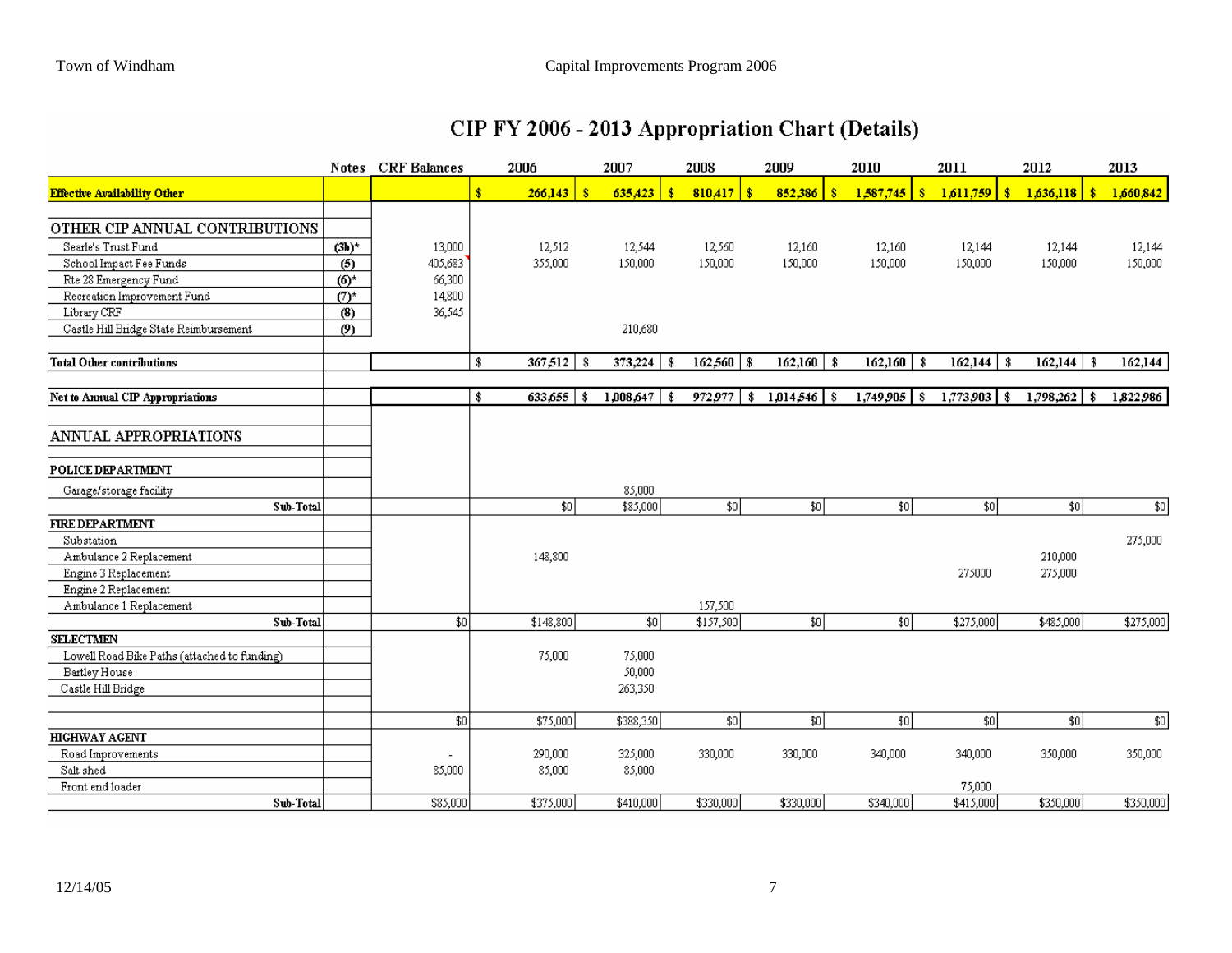# CIP FY 2006 - 2013 Appropriation Chart (Details)

| | Notes | CRF Balances | 2006 | 2007 | 2008 | 2009 | 2010 | 2011 | 2012 | 2013 |
|---|---|---|---|---|---|---|---|---|---|---|
| **Effective Availability Other** | | | $ 266,143 | $ 635,423 | $ 810,417 | $ 852,386 | $ 1,587,745 | $ 1,611,759 | $ 1,636,118 | $ 1,660,842 |
| | | | | | | | | | | |
| OTHER CIP ANNUAL CONTRIBUTIONS | | | | | | | | | | |
| Searle's Trust Fund | (3b)* | 13,000 | 12,512 | 12,544 | 12,560 | 12,160 | 12,160 | 12,144 | 12,144 | 12,144 |
| School Impact Fee Funds | (5) | 405,683 | 355,000 | 150,000 | 150,000 | 150,000 | 150,000 | 150,000 | 150,000 | 150,000 |
| Rte 28 Emergency Fund | (6)* | 66,300 | | | | | | | | |
| Recreation Improvement Fund | (7)* | 14,800 | | | | | | | | |
| Library CRF | (8) | 36,545 | | | | | | | | |
| Castle Hill Bridge State Reimbursement | (9) | | | 210,680 | | | | | | |
| | | | | | | | | | | |
| **Total Other contributions** | | | $ 367,512 | $ 373,224 | $ 162,560 | $ 162,160 | $ 162,160 | $ 162,144 | $ 162,144 | $ 162,144 |
| | | | | | | | | | | |
| **Net to Annual CIP Appropriations** | | | $ 633,655 | $ 1,008,647 | $ 972,977 | $ 1,014,546 | $ 1,749,905 | $ 1,773,903 | $ 1,798,262 | $ 1,822,986 |
| | | | | | | | | | | |
| ANNUAL APPROPRIATIONS | | | | | | | | | | |
| | | | | | | | | | | |
| **POLICE DEPARTMENT** | | | | | | | | | | |
| Garage/storage facility | | | | 85,000 | | | | | | |
| **Sub-Total** | | | $0 | $85,000 | $0 | $0 | $0 | $0 | $0 | $0 |
| **FIRE DEPARTMENT** | | | | | | | | | | |
| Substation | | | | | | | | | | 275,000 |
| Ambulance 2 Replacement | | | 148,800 | | | | | | 210,000 | |
| Engine 3 Replacement | | | | | | | | 275000 | 275,000 | |
| Engine 2 Replacement | | | | | | | | | | |
| Ambulance 1 Replacement | | | | | 157,500 | | | | | |
| **Sub-Total** | | $0 | $148,800 | $0 | $157,500 | $0 | $0 | $275,000 | $485,000 | $275,000 |
| **SELECTMEN** | | | | | | | | | | |
| Lowell Road Bike Paths (attached to funding) | | | 75,000 | 75,000 | | | | | | |
| Bartley House | | | | 50,000 | | | | | | |
| Castle Hill Bridge | | | | 263,350 | | | | | | |
| | | | | | | | | | | |
| | | $0 | $75,000 | $388,350 | $0 | $0 | $0 | $0 | $0 | $0 |
| **HIGHWAY AGENT** | | | | | | | | | | |
| Road Improvements | | - | 290,000 | 325,000 | 330,000 | 330,000 | 340,000 | 340,000 | 350,000 | 350,000 |
| Salt shed | | 85,000 | 85,000 | 85,000 | | | | | | |
| Front end loader | | | | | | | | 75,000 | | |
| **Sub-Total** | | $85,000 | $375,000 | $410,000 | $330,000 | $330,000 | $340,000 | $415,000 | $350,000 | $350,000 |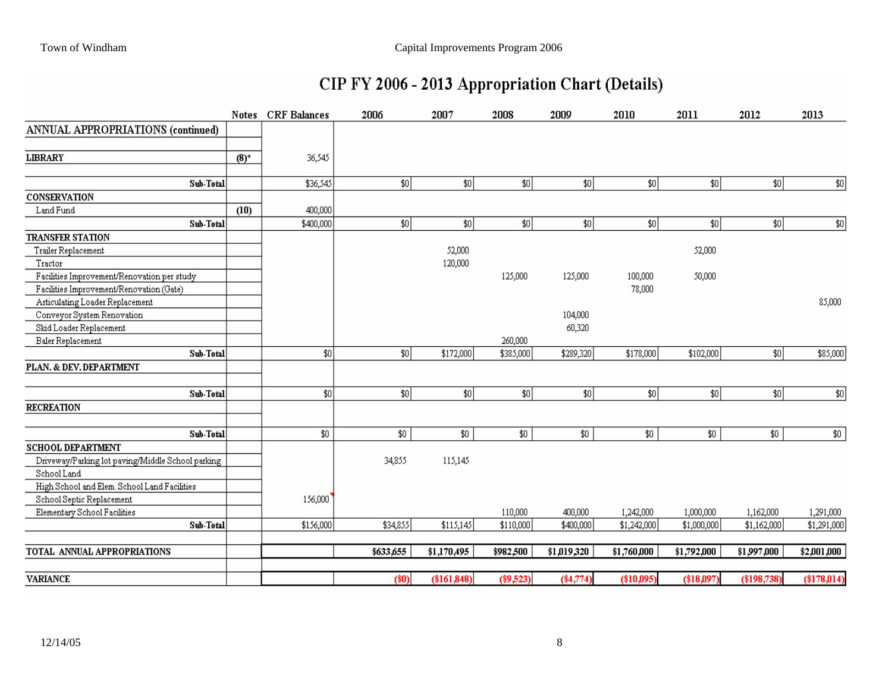# CIP FY 2006 - 2013 Appropriation Chart (Details)

| | Notes | CRF Balances | 2006 | 2007 | 2008 | 2009 | 2010 | 2011 | 2012 | 2013 |
|---|---|---|---|---|---|---|---|---|---|---|
| **ANNUAL APPROPRIATIONS (continued)** | | | | | | | | | | |
| | | | | | | | | | | |
| **LIBRARY** | **(8)*** | 36,545 | | | | | | | | |
| | | | | | | | | | | |
| **Sub-Total** | | $36,545 | $0 | $0 | $0 | $0 | $0 | $0 | $0 | $0 |
| **CONSERVATION** | | | | | | | | | | |
| Land Fund | **(10)** | 400,000 | | | | | | | | |
| **Sub-Total** | | $400,000 | $0 | $0 | $0 | $0 | $0 | $0 | $0 | $0 |
| **TRANSFER STATION** | | | | | | | | | | |
| Trailer Replacement | | | | 52,000 | | | | 52,000 | | |
| Tractor | | | | 120,000 | | | | | | |
| Facilities Improvement/Renovation per study | | | | | 125,000 | 125,000 | 100,000 | 50,000 | | |
| Facilities Improvement/Renovation (Gate) | | | | | | | 78,000 | | | |
| Articulating Loader Replacement | | | | | | | | | | 85,000 |
| Conveyor System Renovation | | | | | | 104,000 | | | | |
| Skid Loader Replacement | | | | | | 60,320 | | | | |
| Baler Replacement | | | | | 260,000 | | | | | |
| **Sub-Total** | | $0 | $0 | $172,000 | $385,000 | $289,320 | $178,000 | $102,000 | $0 | $85,000 |
| **PLAN. & DEV. DEPARTMENT** | | | | | | | | | | |
| | | | | | | | | | | |
| **Sub-Total** | | $0 | $0 | $0 | $0 | $0 | $0 | $0 | $0 | $0 |
| **RECREATION** | | | | | | | | | | |
| | | | | | | | | | | |
| **Sub-Total** | | $0 | $0 | $0 | $0 | $0 | $0 | $0 | $0 | $0 |
| **SCHOOL DEPARTMENT** | | | | | | | | | | |
| Driveway/Parking lot paving/Middle School parking | | | 34,855 | 115,145 | | | | | | |
| School Land | | | | | | | | | | |
| High School and Elem. School Land Facilities | | | | | | | | | | |
| School Septic Replacement | | 156,000 | | | | | | | | |
| Elementary School Facilities | | | | | 110,000 | 400,000 | 1,242,000 | 1,000,000 | 1,162,000 | 1,291,000 |
| **Sub-Total** | | $156,000 | $34,855 | $115,145 | $110,000 | $400,000 | $1,242,000 | $1,000,000 | $1,162,000 | $1,291,000 |
| | | | | | | | | | | |
| **TOTAL ANNUAL APPROPRIATIONS** | | | **$633,655** | **$1,170,495** | **$982,500** | **$1,019,320** | **$1,760,000** | **$1,792,000** | **$1,997,000** | **$2,001,000** |
| | | | | | | | | | | |
| **VARIANCE** | | | **($0)** | **($161,848)** | **($9,523)** | **($4,774)** | **($10,095)** | **($18,097)** | **($198,738)** | **($178,014)** |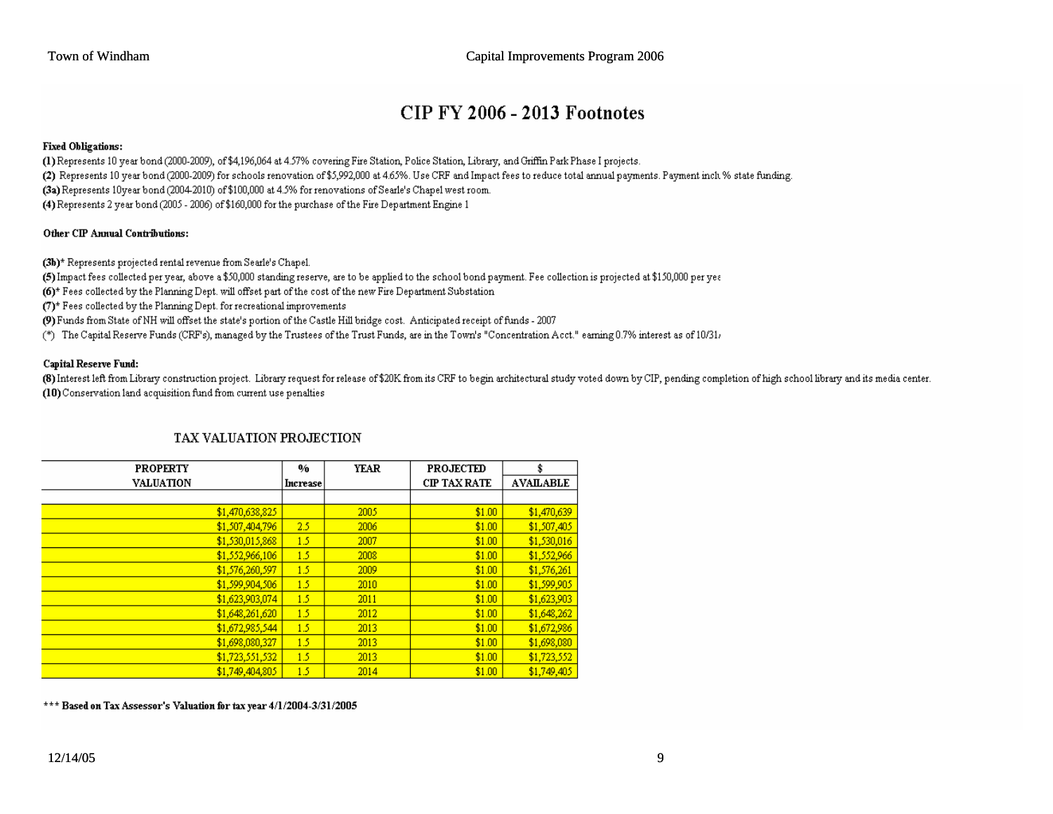# CIP FY 2006 - 2013 Footnotes

**Fixed Obligations:**

**(1)** Represents 10 year bond (2000-2009), of $4,196,064 at 4.57% covering Fire Station, Police Station, Library, and Griffin Park Phase I projects.

**(2)** Represents 10 year bond (2000-2009) for schools renovation of $5,992,000 at 4.65%. Use CRF and Impact fees to reduce total annual payments. Payment incl. % state funding.

**(3a)** Represents 10year bond (2004-2010) of $100,000 at 4.5% for renovations of Searle's Chapel west room.

**(4)** Represents 2 year bond (2005 - 2006) of $160,000 for the purchase of the Fire Department Engine 1

**Other CIP Annual Contributions:**

**(3b)*** Represents projected rental revenue from Searle's Chapel.

**(5)** Impact fees collected per year, above a $50,000 standing reserve, are to be applied to the school bond payment. Fee collection is projected at $150,000 per yea

**(6)*** Fees collected by the Planning Dept. will offset part of the cost of the new Fire Department Substation

**(7)*** Fees collected by the Planning Dept. for recreational improvements

**(9)** Funds from State of NH will offset the state's portion of the Castle Hill bridge cost. Anticipated receipt of funds - 2007

(*) The Capital Reserve Funds (CRF's), managed by the Trustees of the Trust Funds, are in the Town's "Concentration Acct." earning 0.7% interest as of 10/31/

**Capital Reserve Fund:**

**(8)** Interest left from Library construction project. Library request for release of $20K from its CRF to begin architectural study voted down by CIP, pending completion of high school library and its media center.

**(10)** Conservation land acquisition fund from current use penalties

## TAX VALUATION PROJECTION

| PROPERTY VALUATION | % Increase | YEAR | PROJECTED CIP TAX RATE | $ AVAILABLE |
|---|---|---|---|---|
| | | | | |
| $1,470,638,825 | | 2005 | $1.00 | $1,470,639 |
| $1,507,404,796 | 2.5 | 2006 | $1.00 | $1,507,405 |
| $1,530,015,868 | 1.5 | 2007 | $1.00 | $1,530,016 |
| $1,552,966,106 | 1.5 | 2008 | $1.00 | $1,552,966 |
| $1,576,260,597 | 1.5 | 2009 | $1.00 | $1,576,261 |
| $1,599,904,506 | 1.5 | 2010 | $1.00 | $1,599,905 |
| $1,623,903,074 | 1.5 | 2011 | $1.00 | $1,623,903 |
| $1,648,261,620 | 1.5 | 2012 | $1.00 | $1,648,262 |
| $1,672,985,544 | 1.5 | 2013 | $1.00 | $1,672,986 |
| $1,698,080,327 | 1.5 | 2013 | $1.00 | $1,698,080 |
| $1,723,551,532 | 1.5 | 2013 | $1.00 | $1,723,552 |
| $1,749,404,805 | 1.5 | 2014 | $1.00 | $1,749,405 |

**\*\*\* Based on Tax Assessor's Valuation for tax year 4/1/2004-3/31/2005**

12/14/05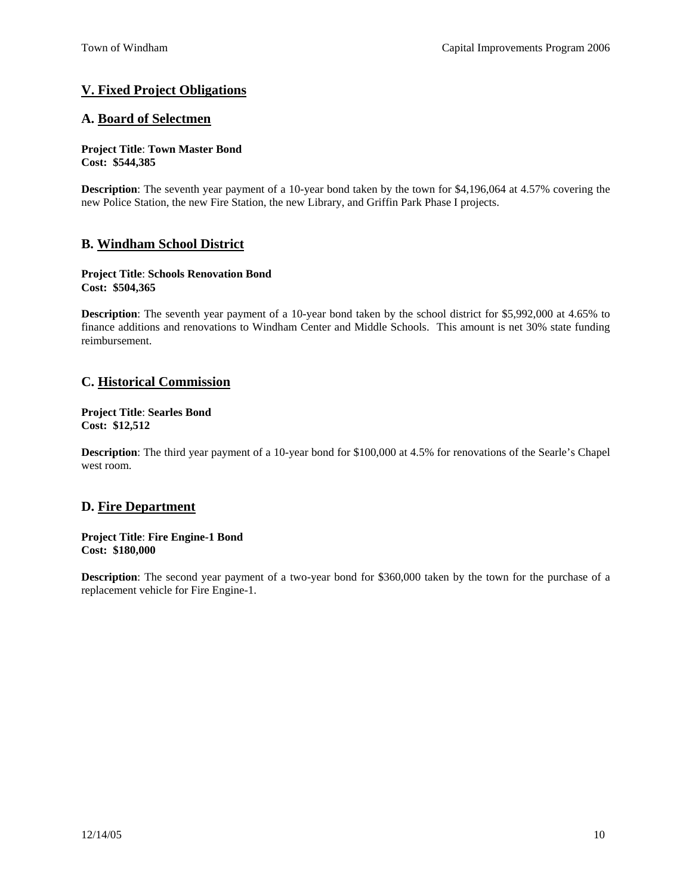## V. Fixed Project Obligations

### A. Board of Selectmen

**Project Title**: **Town Master Bond**
**Cost: $544,385**

**Description**: The seventh year payment of a 10-year bond taken by the town for $4,196,064 at 4.57% covering the new Police Station, the new Fire Station, the new Library, and Griffin Park Phase I projects.

### B. Windham School District

**Project Title**: **Schools Renovation Bond**
**Cost: $504,365**

**Description**: The seventh year payment of a 10-year bond taken by the school district for $5,992,000 at 4.65% to finance additions and renovations to Windham Center and Middle Schools. This amount is net 30% state funding reimbursement.

### C. Historical Commission

**Project Title**: **Searles Bond**
**Cost: $12,512**

**Description**: The third year payment of a 10-year bond for $100,000 at 4.5% for renovations of the Searle's Chapel west room.

### D. Fire Department

**Project Title**: **Fire Engine-1 Bond**
**Cost: $180,000**

**Description**: The second year payment of a two-year bond for $360,000 taken by the town for the purchase of a replacement vehicle for Fire Engine-1.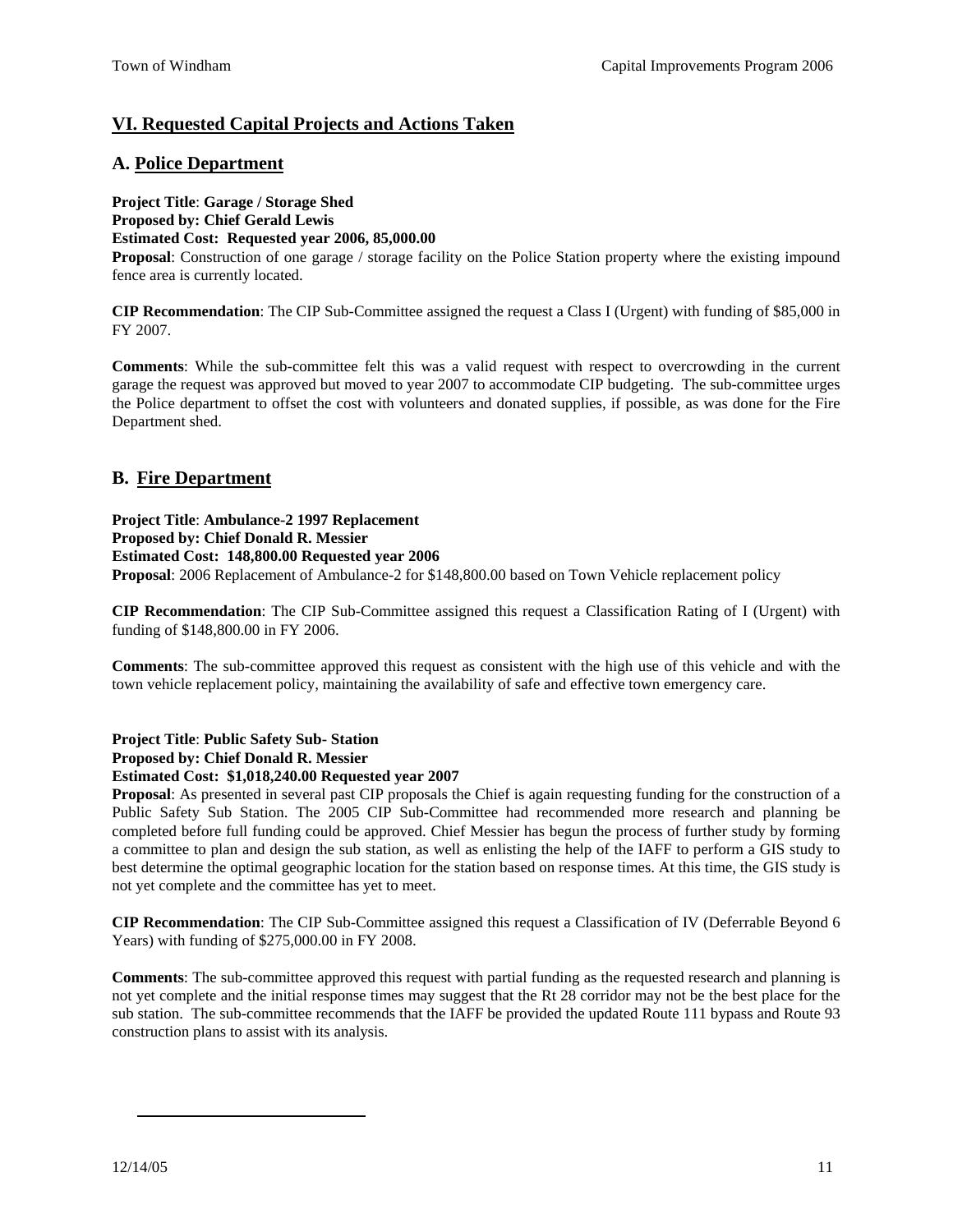## VI. Requested Capital Projects and Actions Taken

### A. Police Department

**Project Title**: **Garage / Storage Shed**
**Proposed by: Chief Gerald Lewis**
**Estimated Cost: Requested year 2006, 85,000.00**
**Proposal**: Construction of one garage / storage facility on the Police Station property where the existing impound fence area is currently located.

**CIP Recommendation**: The CIP Sub-Committee assigned the request a Class I (Urgent) with funding of $85,000 in FY 2007.

**Comments**: While the sub-committee felt this was a valid request with respect to overcrowding in the current garage the request was approved but moved to year 2007 to accommodate CIP budgeting. The sub-committee urges the Police department to offset the cost with volunteers and donated supplies, if possible, as was done for the Fire Department shed.

### B. Fire Department

**Project Title**: **Ambulance-2 1997 Replacement**
**Proposed by: Chief Donald R. Messier**
**Estimated Cost: 148,800.00 Requested year 2006**
**Proposal**: 2006 Replacement of Ambulance-2 for $148,800.00 based on Town Vehicle replacement policy

**CIP Recommendation**: The CIP Sub-Committee assigned this request a Classification Rating of I (Urgent) with funding of $148,800.00 in FY 2006.

**Comments**: The sub-committee approved this request as consistent with the high use of this vehicle and with the town vehicle replacement policy, maintaining the availability of safe and effective town emergency care.

**Project Title**: **Public Safety Sub- Station**
**Proposed by: Chief Donald R. Messier**
**Estimated Cost: $1,018,240.00 Requested year 2007**
**Proposal**: As presented in several past CIP proposals the Chief is again requesting funding for the construction of a Public Safety Sub Station. The 2005 CIP Sub-Committee had recommended more research and planning be completed before full funding could be approved. Chief Messier has begun the process of further study by forming a committee to plan and design the sub station, as well as enlisting the help of the IAFF to perform a GIS study to best determine the optimal geographic location for the station based on response times. At this time, the GIS study is not yet complete and the committee has yet to meet.

**CIP Recommendation**: The CIP Sub-Committee assigned this request a Classification of IV (Deferrable Beyond 6 Years) with funding of $275,000.00 in FY 2008.

**Comments**: The sub-committee approved this request with partial funding as the requested research and planning is not yet complete and the initial response times may suggest that the Rt 28 corridor may not be the best place for the sub station. The sub-committee recommends that the IAFF be provided the updated Route 111 bypass and Route 93 construction plans to assist with its analysis.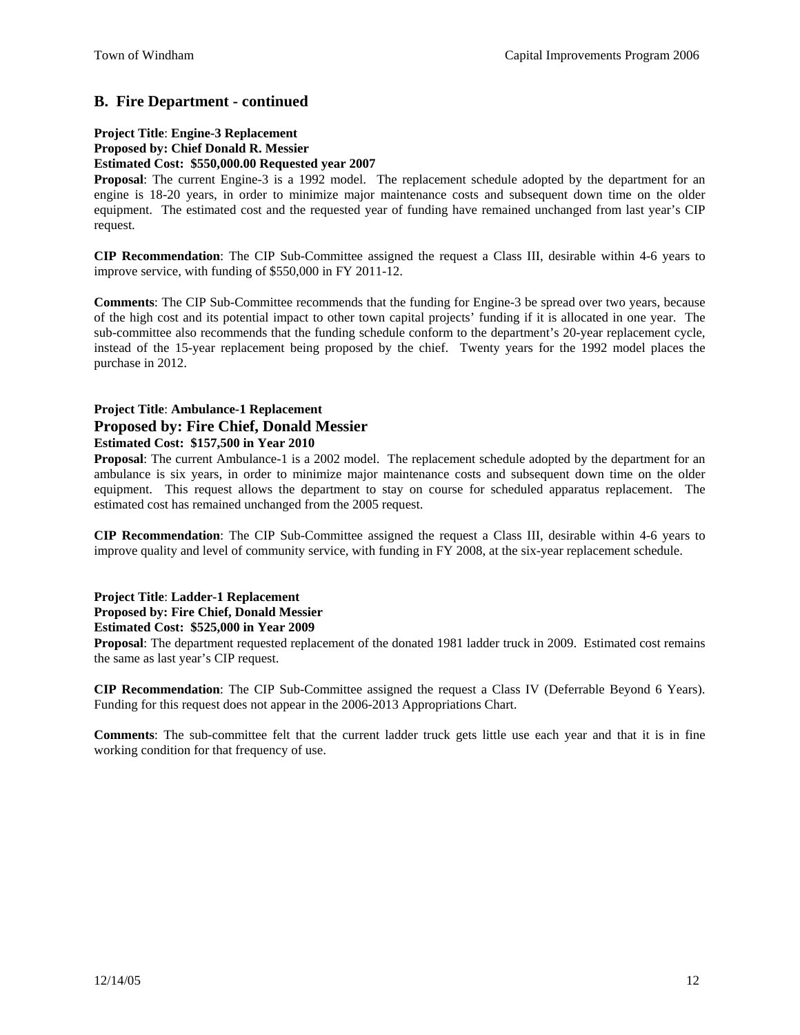## B. Fire Department - continued

**Project Title**: **Engine-3 Replacement**
**Proposed by: Chief Donald R. Messier**
**Estimated Cost: $550,000.00 Requested year 2007**

**Proposal**: The current Engine-3 is a 1992 model. The replacement schedule adopted by the department for an engine is 18-20 years, in order to minimize major maintenance costs and subsequent down time on the older equipment. The estimated cost and the requested year of funding have remained unchanged from last year's CIP request.

**CIP Recommendation**: The CIP Sub-Committee assigned the request a Class III, desirable within 4-6 years to improve service, with funding of $550,000 in FY 2011-12.

**Comments**: The CIP Sub-Committee recommends that the funding for Engine-3 be spread over two years, because of the high cost and its potential impact to other town capital projects' funding if it is allocated in one year. The sub-committee also recommends that the funding schedule conform to the department's 20-year replacement cycle, instead of the 15-year replacement being proposed by the chief. Twenty years for the 1992 model places the purchase in 2012.

**Project Title**: **Ambulance-1 Replacement**

### Proposed by: Fire Chief, Donald Messier

**Estimated Cost: $157,500 in Year 2010**

**Proposal**: The current Ambulance-1 is a 2002 model. The replacement schedule adopted by the department for an ambulance is six years, in order to minimize major maintenance costs and subsequent down time on the older equipment. This request allows the department to stay on course for scheduled apparatus replacement. The estimated cost has remained unchanged from the 2005 request.

**CIP Recommendation**: The CIP Sub-Committee assigned the request a Class III, desirable within 4-6 years to improve quality and level of community service, with funding in FY 2008, at the six-year replacement schedule.

**Project Title**: **Ladder-1 Replacement**
**Proposed by: Fire Chief, Donald Messier**
**Estimated Cost: $525,000 in Year 2009**

**Proposal**: The department requested replacement of the donated 1981 ladder truck in 2009. Estimated cost remains the same as last year's CIP request.

**CIP Recommendation**: The CIP Sub-Committee assigned the request a Class IV (Deferrable Beyond 6 Years). Funding for this request does not appear in the 2006-2013 Appropriations Chart.

**Comments**: The sub-committee felt that the current ladder truck gets little use each year and that it is in fine working condition for that frequency of use.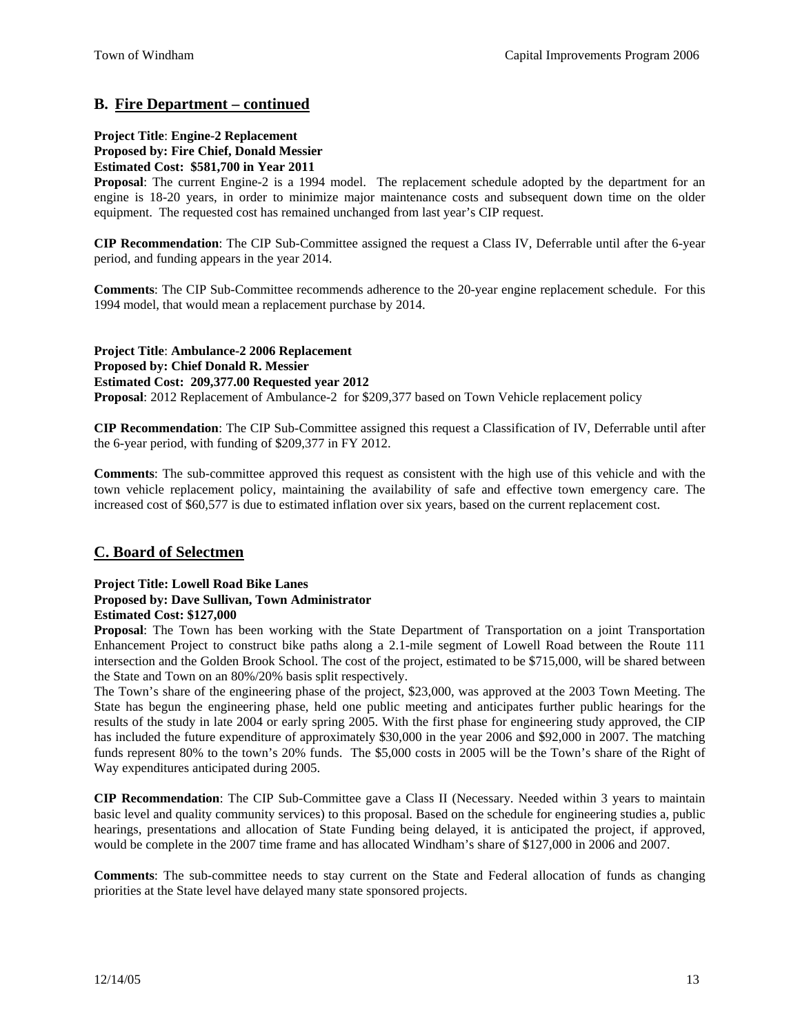## B. Fire Department – continued

**Project Title**: **Engine-2 Replacement**
**Proposed by: Fire Chief, Donald Messier**
**Estimated Cost: $581,700 in Year 2011**

**Proposal**: The current Engine-2 is a 1994 model. The replacement schedule adopted by the department for an engine is 18-20 years, in order to minimize major maintenance costs and subsequent down time on the older equipment. The requested cost has remained unchanged from last year's CIP request.

**CIP Recommendation**: The CIP Sub-Committee assigned the request a Class IV, Deferrable until after the 6-year period, and funding appears in the year 2014.

**Comments**: The CIP Sub-Committee recommends adherence to the 20-year engine replacement schedule. For this 1994 model, that would mean a replacement purchase by 2014.

**Project Title**: **Ambulance-2 2006 Replacement**
**Proposed by: Chief Donald R. Messier**
**Estimated Cost: 209,377.00 Requested year 2012**

**Proposal**: 2012 Replacement of Ambulance-2 for $209,377 based on Town Vehicle replacement policy

**CIP Recommendation**: The CIP Sub-Committee assigned this request a Classification of IV, Deferrable until after the 6-year period, with funding of $209,377 in FY 2012.

**Comments**: The sub-committee approved this request as consistent with the high use of this vehicle and with the town vehicle replacement policy, maintaining the availability of safe and effective town emergency care. The increased cost of $60,577 is due to estimated inflation over six years, based on the current replacement cost.

## C. Board of Selectmen

**Project Title: Lowell Road Bike Lanes**
**Proposed by: Dave Sullivan, Town Administrator**
**Estimated Cost: $127,000**

**Proposal**: The Town has been working with the State Department of Transportation on a joint Transportation Enhancement Project to construct bike paths along a 2.1-mile segment of Lowell Road between the Route 111 intersection and the Golden Brook School. The cost of the project, estimated to be $715,000, will be shared between the State and Town on an 80%/20% basis split respectively.

The Town's share of the engineering phase of the project, $23,000, was approved at the 2003 Town Meeting. The State has begun the engineering phase, held one public meeting and anticipates further public hearings for the results of the study in late 2004 or early spring 2005. With the first phase for engineering study approved, the CIP has included the future expenditure of approximately $30,000 in the year 2006 and $92,000 in 2007. The matching funds represent 80% to the town's 20% funds. The $5,000 costs in 2005 will be the Town's share of the Right of Way expenditures anticipated during 2005.

**CIP Recommendation**: The CIP Sub-Committee gave a Class II (Necessary. Needed within 3 years to maintain basic level and quality community services) to this proposal. Based on the schedule for engineering studies a, public hearings, presentations and allocation of State Funding being delayed, it is anticipated the project, if approved, would be complete in the 2007 time frame and has allocated Windham's share of $127,000 in 2006 and 2007.

**Comments**: The sub-committee needs to stay current on the State and Federal allocation of funds as changing priorities at the State level have delayed many state sponsored projects.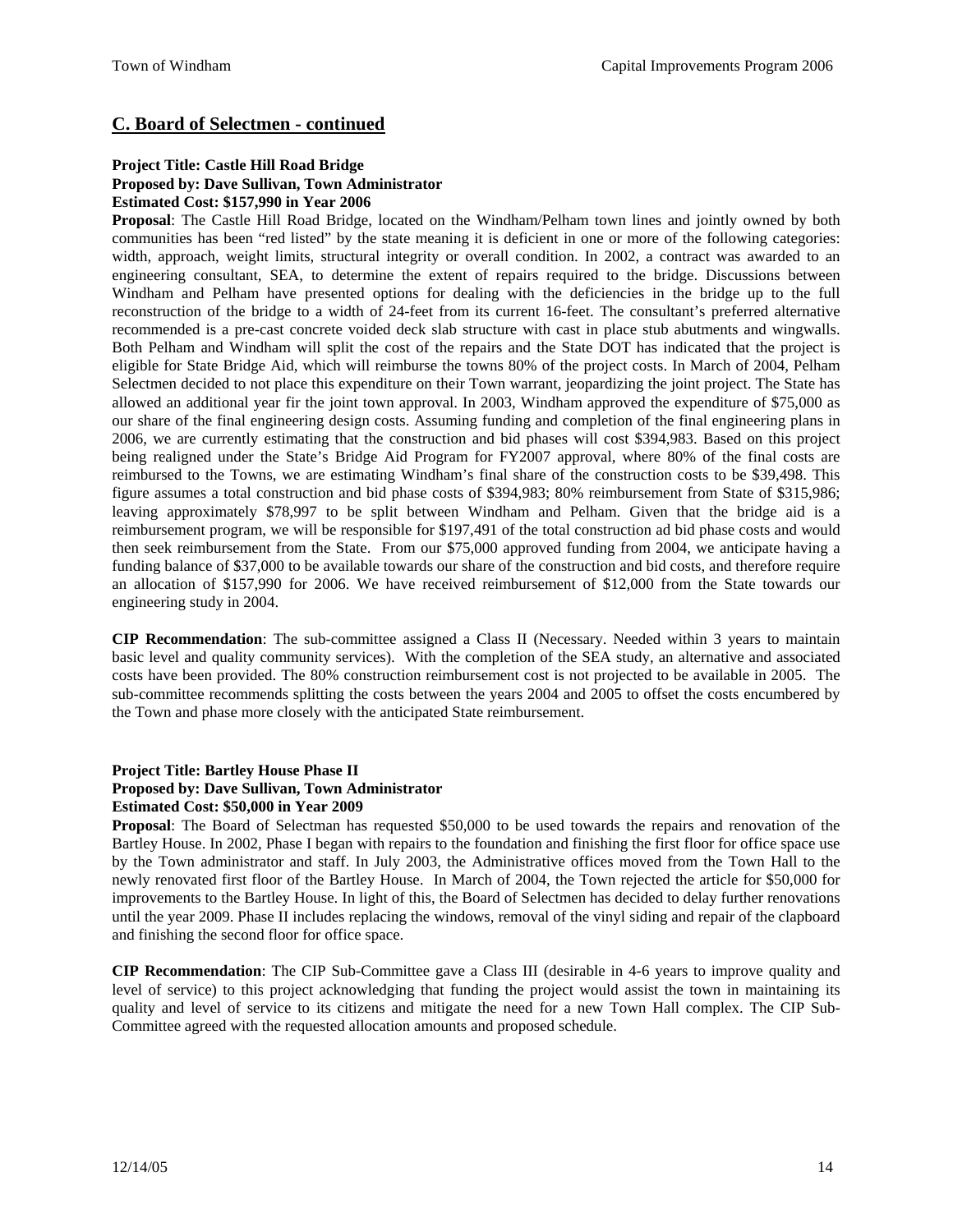## C. Board of Selectmen - continued

**Project Title: Castle Hill Road Bridge**
**Proposed by: Dave Sullivan, Town Administrator**
**Estimated Cost: $157,990 in Year 2006**

**Proposal**: The Castle Hill Road Bridge, located on the Windham/Pelham town lines and jointly owned by both communities has been "red listed" by the state meaning it is deficient in one or more of the following categories: width, approach, weight limits, structural integrity or overall condition. In 2002, a contract was awarded to an engineering consultant, SEA, to determine the extent of repairs required to the bridge. Discussions between Windham and Pelham have presented options for dealing with the deficiencies in the bridge up to the full reconstruction of the bridge to a width of 24-feet from its current 16-feet. The consultant's preferred alternative recommended is a pre-cast concrete voided deck slab structure with cast in place stub abutments and wingwalls. Both Pelham and Windham will split the cost of the repairs and the State DOT has indicated that the project is eligible for State Bridge Aid, which will reimburse the towns 80% of the project costs. In March of 2004, Pelham Selectmen decided to not place this expenditure on their Town warrant, jeopardizing the joint project. The State has allowed an additional year fir the joint town approval. In 2003, Windham approved the expenditure of $75,000 as our share of the final engineering design costs. Assuming funding and completion of the final engineering plans in 2006, we are currently estimating that the construction and bid phases will cost $394,983. Based on this project being realigned under the State's Bridge Aid Program for FY2007 approval, where 80% of the final costs are reimbursed to the Towns, we are estimating Windham's final share of the construction costs to be $39,498. This figure assumes a total construction and bid phase costs of $394,983; 80% reimbursement from State of $315,986; leaving approximately $78,997 to be split between Windham and Pelham. Given that the bridge aid is a reimbursement program, we will be responsible for $197,491 of the total construction ad bid phase costs and would then seek reimbursement from the State. From our $75,000 approved funding from 2004, we anticipate having a funding balance of $37,000 to be available towards our share of the construction and bid costs, and therefore require an allocation of $157,990 for 2006. We have received reimbursement of $12,000 from the State towards our engineering study in 2004.

**CIP Recommendation**: The sub-committee assigned a Class II (Necessary. Needed within 3 years to maintain basic level and quality community services). With the completion of the SEA study, an alternative and associated costs have been provided. The 80% construction reimbursement cost is not projected to be available in 2005. The sub-committee recommends splitting the costs between the years 2004 and 2005 to offset the costs encumbered by the Town and phase more closely with the anticipated State reimbursement.

**Project Title: Bartley House Phase II**
**Proposed by: Dave Sullivan, Town Administrator**
**Estimated Cost: $50,000 in Year 2009**

**Proposal**: The Board of Selectman has requested $50,000 to be used towards the repairs and renovation of the Bartley House. In 2002, Phase I began with repairs to the foundation and finishing the first floor for office space use by the Town administrator and staff. In July 2003, the Administrative offices moved from the Town Hall to the newly renovated first floor of the Bartley House. In March of 2004, the Town rejected the article for $50,000 for improvements to the Bartley House. In light of this, the Board of Selectmen has decided to delay further renovations until the year 2009. Phase II includes replacing the windows, removal of the vinyl siding and repair of the clapboard and finishing the second floor for office space.

**CIP Recommendation**: The CIP Sub-Committee gave a Class III (desirable in 4-6 years to improve quality and level of service) to this project acknowledging that funding the project would assist the town in maintaining its quality and level of service to its citizens and mitigate the need for a new Town Hall complex. The CIP Sub-Committee agreed with the requested allocation amounts and proposed schedule.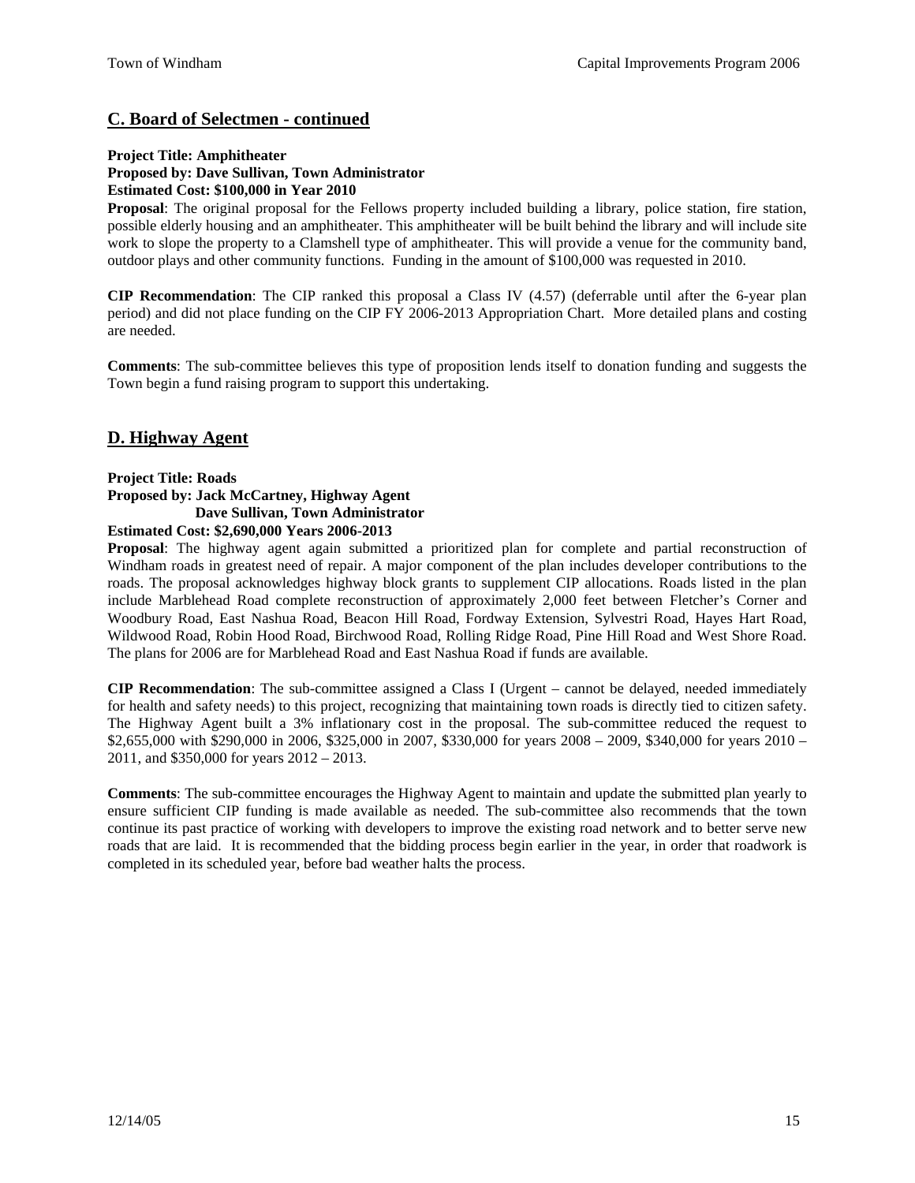## C. Board of Selectmen - continued

**Project Title: Amphitheater**
**Proposed by: Dave Sullivan, Town Administrator**
**Estimated Cost: $100,000 in Year 2010**

**Proposal**: The original proposal for the Fellows property included building a library, police station, fire station, possible elderly housing and an amphitheater. This amphitheater will be built behind the library and will include site work to slope the property to a Clamshell type of amphitheater. This will provide a venue for the community band, outdoor plays and other community functions. Funding in the amount of $100,000 was requested in 2010.

**CIP Recommendation**: The CIP ranked this proposal a Class IV (4.57) (deferrable until after the 6-year plan period) and did not place funding on the CIP FY 2006-2013 Appropriation Chart. More detailed plans and costing are needed.

**Comments**: The sub-committee believes this type of proposition lends itself to donation funding and suggests the Town begin a fund raising program to support this undertaking.

## D. Highway Agent

**Project Title: Roads**
**Proposed by: Jack McCartney, Highway Agent**
**Dave Sullivan, Town Administrator**
**Estimated Cost: $2,690,000 Years 2006-2013**

**Proposal**: The highway agent again submitted a prioritized plan for complete and partial reconstruction of Windham roads in greatest need of repair. A major component of the plan includes developer contributions to the roads. The proposal acknowledges highway block grants to supplement CIP allocations. Roads listed in the plan include Marblehead Road complete reconstruction of approximately 2,000 feet between Fletcher's Corner and Woodbury Road, East Nashua Road, Beacon Hill Road, Fordway Extension, Sylvestri Road, Hayes Hart Road, Wildwood Road, Robin Hood Road, Birchwood Road, Rolling Ridge Road, Pine Hill Road and West Shore Road. The plans for 2006 are for Marblehead Road and East Nashua Road if funds are available.

**CIP Recommendation**: The sub-committee assigned a Class I (Urgent – cannot be delayed, needed immediately for health and safety needs) to this project, recognizing that maintaining town roads is directly tied to citizen safety. The Highway Agent built a 3% inflationary cost in the proposal. The sub-committee reduced the request to $2,655,000 with $290,000 in 2006, $325,000 in 2007, $330,000 for years 2008 – 2009, $340,000 for years 2010 – 2011, and $350,000 for years 2012 – 2013.

**Comments**: The sub-committee encourages the Highway Agent to maintain and update the submitted plan yearly to ensure sufficient CIP funding is made available as needed. The sub-committee also recommends that the town continue its past practice of working with developers to improve the existing road network and to better serve new roads that are laid. It is recommended that the bidding process begin earlier in the year, in order that roadwork is completed in its scheduled year, before bad weather halts the process.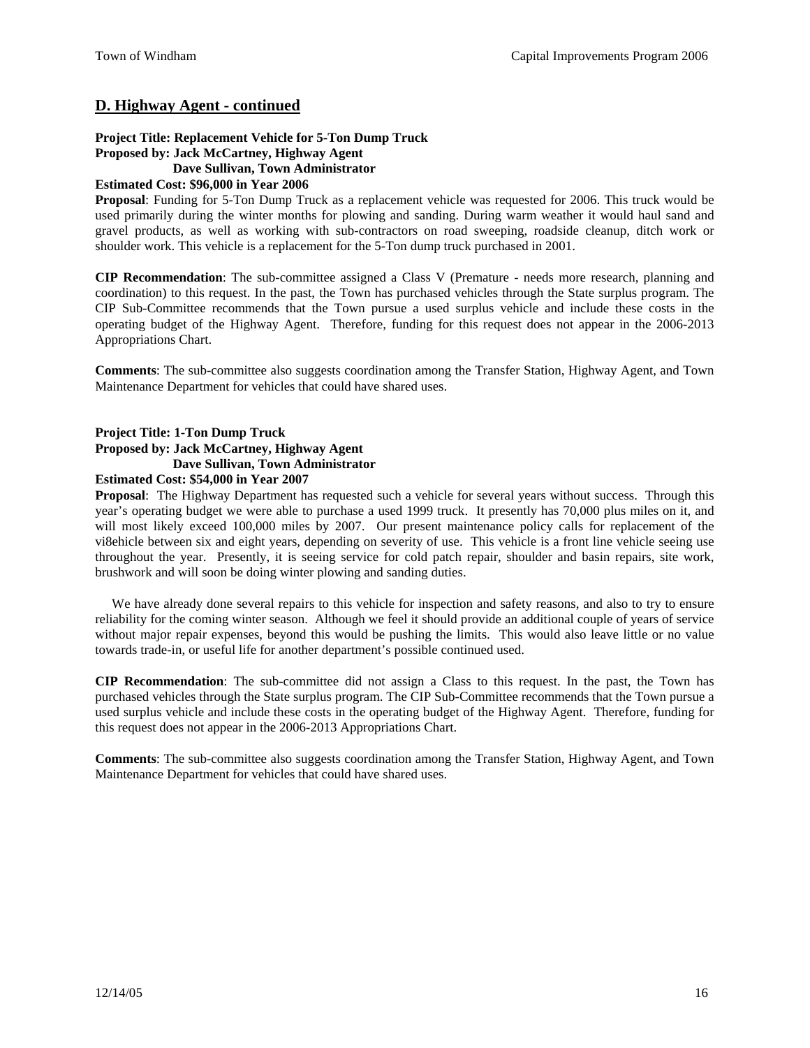## D. Highway Agent - continued

**Project Title: Replacement Vehicle for 5-Ton Dump Truck**
**Proposed by: Jack McCartney, Highway Agent**
**Dave Sullivan, Town Administrator**
**Estimated Cost: $96,000 in Year 2006**

**Proposal**: Funding for 5-Ton Dump Truck as a replacement vehicle was requested for 2006. This truck would be used primarily during the winter months for plowing and sanding. During warm weather it would haul sand and gravel products, as well as working with sub-contractors on road sweeping, roadside cleanup, ditch work or shoulder work. This vehicle is a replacement for the 5-Ton dump truck purchased in 2001.

**CIP Recommendation**: The sub-committee assigned a Class V (Premature - needs more research, planning and coordination) to this request. In the past, the Town has purchased vehicles through the State surplus program. The CIP Sub-Committee recommends that the Town pursue a used surplus vehicle and include these costs in the operating budget of the Highway Agent. Therefore, funding for this request does not appear in the 2006-2013 Appropriations Chart.

**Comments**: The sub-committee also suggests coordination among the Transfer Station, Highway Agent, and Town Maintenance Department for vehicles that could have shared uses.

**Project Title: 1-Ton Dump Truck**
**Proposed by: Jack McCartney, Highway Agent**
**Dave Sullivan, Town Administrator**
**Estimated Cost: $54,000 in Year 2007**

**Proposal**: The Highway Department has requested such a vehicle for several years without success. Through this year's operating budget we were able to purchase a used 1999 truck. It presently has 70,000 plus miles on it, and will most likely exceed 100,000 miles by 2007. Our present maintenance policy calls for replacement of the vi8ehicle between six and eight years, depending on severity of use. This vehicle is a front line vehicle seeing use throughout the year. Presently, it is seeing service for cold patch repair, shoulder and basin repairs, site work, brushwork and will soon be doing winter plowing and sanding duties.

We have already done several repairs to this vehicle for inspection and safety reasons, and also to try to ensure reliability for the coming winter season. Although we feel it should provide an additional couple of years of service without major repair expenses, beyond this would be pushing the limits. This would also leave little or no value towards trade-in, or useful life for another department's possible continued used.

**CIP Recommendation**: The sub-committee did not assign a Class to this request. In the past, the Town has purchased vehicles through the State surplus program. The CIP Sub-Committee recommends that the Town pursue a used surplus vehicle and include these costs in the operating budget of the Highway Agent. Therefore, funding for this request does not appear in the 2006-2013 Appropriations Chart.

**Comments**: The sub-committee also suggests coordination among the Transfer Station, Highway Agent, and Town Maintenance Department for vehicles that could have shared uses.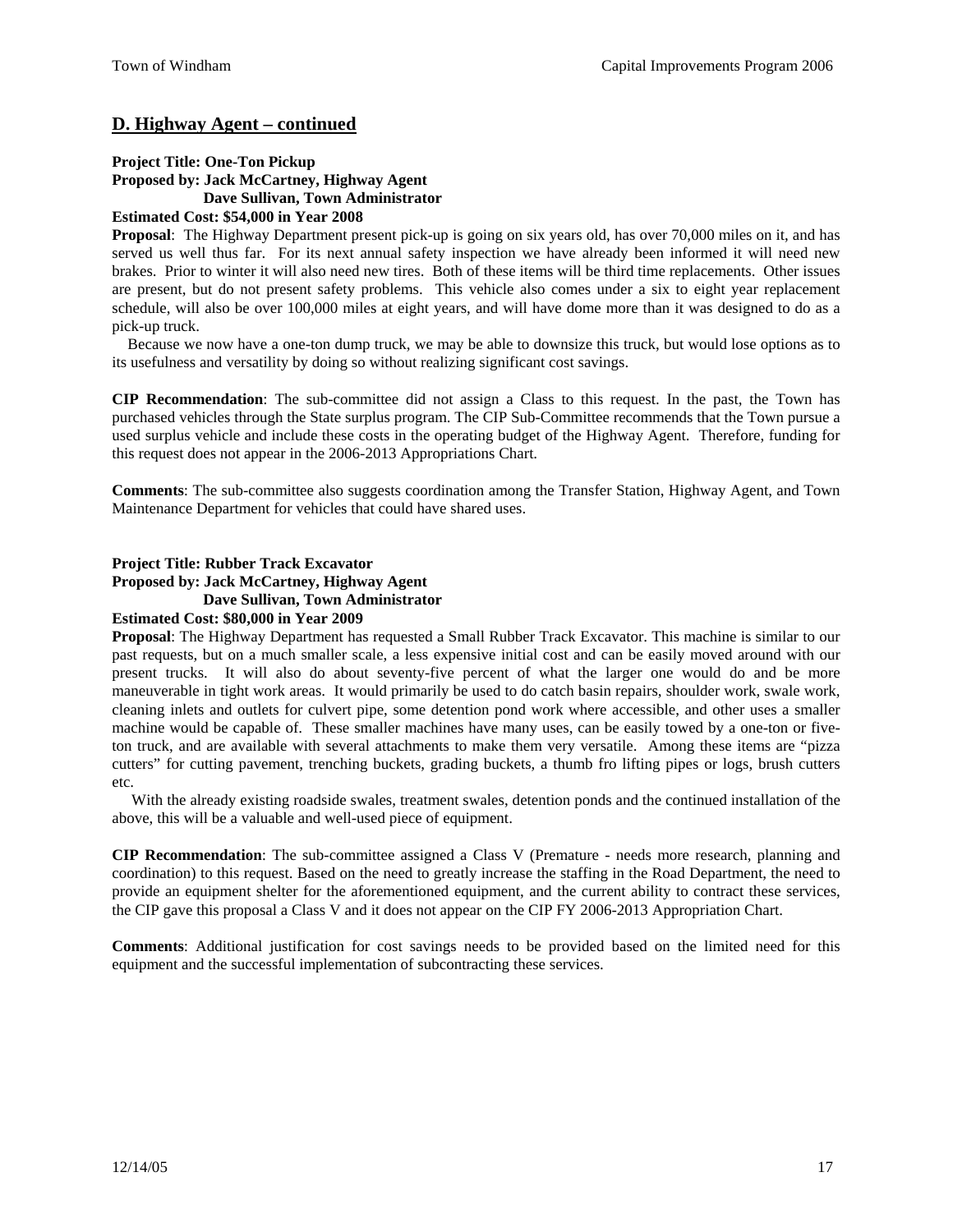## D. Highway Agent – continued

**Project Title: One-Ton Pickup**
**Proposed by: Jack McCartney, Highway Agent**
**Dave Sullivan, Town Administrator**
**Estimated Cost: $54,000 in Year 2008**

**Proposal**: The Highway Department present pick-up is going on six years old, has over 70,000 miles on it, and has served us well thus far. For its next annual safety inspection we have already been informed it will need new brakes. Prior to winter it will also need new tires. Both of these items will be third time replacements. Other issues are present, but do not present safety problems. This vehicle also comes under a six to eight year replacement schedule, will also be over 100,000 miles at eight years, and will have dome more than it was designed to do as a pick-up truck.

Because we now have a one-ton dump truck, we may be able to downsize this truck, but would lose options as to its usefulness and versatility by doing so without realizing significant cost savings.

**CIP Recommendation**: The sub-committee did not assign a Class to this request. In the past, the Town has purchased vehicles through the State surplus program. The CIP Sub-Committee recommends that the Town pursue a used surplus vehicle and include these costs in the operating budget of the Highway Agent. Therefore, funding for this request does not appear in the 2006-2013 Appropriations Chart.

**Comments**: The sub-committee also suggests coordination among the Transfer Station, Highway Agent, and Town Maintenance Department for vehicles that could have shared uses.

**Project Title: Rubber Track Excavator**
**Proposed by: Jack McCartney, Highway Agent**
**Dave Sullivan, Town Administrator**
**Estimated Cost: $80,000 in Year 2009**

**Proposal**: The Highway Department has requested a Small Rubber Track Excavator. This machine is similar to our past requests, but on a much smaller scale, a less expensive initial cost and can be easily moved around with our present trucks. It will also do about seventy-five percent of what the larger one would do and be more maneuverable in tight work areas. It would primarily be used to do catch basin repairs, shoulder work, swale work, cleaning inlets and outlets for culvert pipe, some detention pond work where accessible, and other uses a smaller machine would be capable of. These smaller machines have many uses, can be easily towed by a one-ton or five-ton truck, and are available with several attachments to make them very versatile. Among these items are "pizza cutters" for cutting pavement, trenching buckets, grading buckets, a thumb fro lifting pipes or logs, brush cutters etc.

With the already existing roadside swales, treatment swales, detention ponds and the continued installation of the above, this will be a valuable and well-used piece of equipment.

**CIP Recommendation**: The sub-committee assigned a Class V (Premature - needs more research, planning and coordination) to this request. Based on the need to greatly increase the staffing in the Road Department, the need to provide an equipment shelter for the aforementioned equipment, and the current ability to contract these services, the CIP gave this proposal a Class V and it does not appear on the CIP FY 2006-2013 Appropriation Chart.

**Comments**: Additional justification for cost savings needs to be provided based on the limited need for this equipment and the successful implementation of subcontracting these services.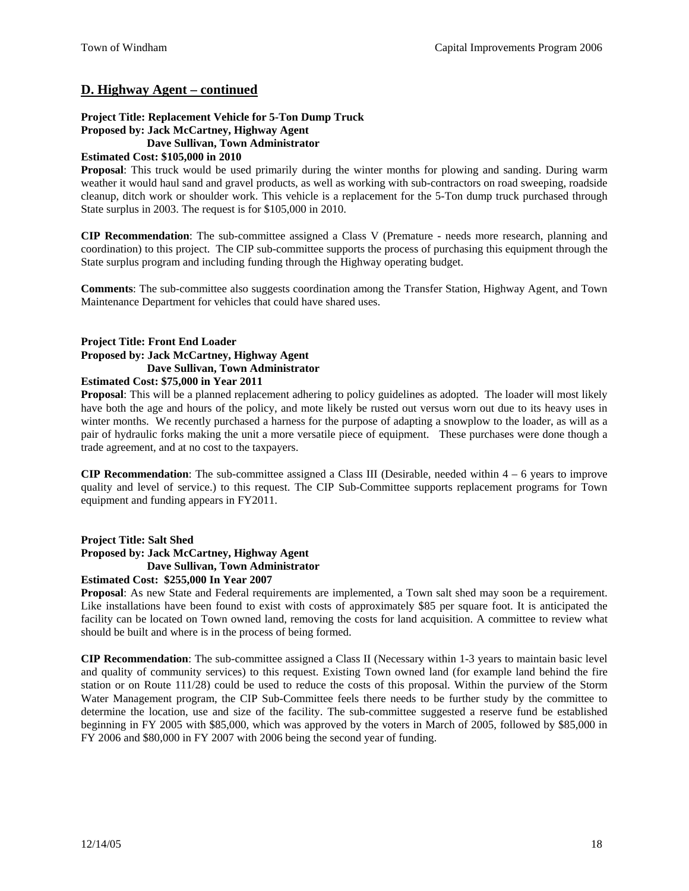## D. Highway Agent – continued

**Project Title: Replacement Vehicle for 5-Ton Dump Truck**
**Proposed by: Jack McCartney, Highway Agent**
**Dave Sullivan, Town Administrator**
**Estimated Cost: $105,000 in 2010**

**Proposal**: This truck would be used primarily during the winter months for plowing and sanding. During warm weather it would haul sand and gravel products, as well as working with sub-contractors on road sweeping, roadside cleanup, ditch work or shoulder work. This vehicle is a replacement for the 5-Ton dump truck purchased through State surplus in 2003. The request is for $105,000 in 2010.

**CIP Recommendation**: The sub-committee assigned a Class V (Premature - needs more research, planning and coordination) to this project. The CIP sub-committee supports the process of purchasing this equipment through the State surplus program and including funding through the Highway operating budget.

**Comments**: The sub-committee also suggests coordination among the Transfer Station, Highway Agent, and Town Maintenance Department for vehicles that could have shared uses.

**Project Title: Front End Loader**
**Proposed by: Jack McCartney, Highway Agent**
**Dave Sullivan, Town Administrator**
**Estimated Cost: $75,000 in Year 2011**

**Proposal**: This will be a planned replacement adhering to policy guidelines as adopted. The loader will most likely have both the age and hours of the policy, and mote likely be rusted out versus worn out due to its heavy uses in winter months. We recently purchased a harness for the purpose of adapting a snowplow to the loader, as will as a pair of hydraulic forks making the unit a more versatile piece of equipment. These purchases were done though a trade agreement, and at no cost to the taxpayers.

**CIP Recommendation**: The sub-committee assigned a Class III (Desirable, needed within 4 – 6 years to improve quality and level of service.) to this request. The CIP Sub-Committee supports replacement programs for Town equipment and funding appears in FY2011.

**Project Title: Salt Shed**
**Proposed by: Jack McCartney, Highway Agent**
**Dave Sullivan, Town Administrator**
**Estimated Cost: $255,000 In Year 2007**

**Proposal**: As new State and Federal requirements are implemented, a Town salt shed may soon be a requirement. Like installations have been found to exist with costs of approximately $85 per square foot. It is anticipated the facility can be located on Town owned land, removing the costs for land acquisition. A committee to review what should be built and where is in the process of being formed.

**CIP Recommendation**: The sub-committee assigned a Class II (Necessary within 1-3 years to maintain basic level and quality of community services) to this request. Existing Town owned land (for example land behind the fire station or on Route 111/28) could be used to reduce the costs of this proposal. Within the purview of the Storm Water Management program, the CIP Sub-Committee feels there needs to be further study by the committee to determine the location, use and size of the facility. The sub-committee suggested a reserve fund be established beginning in FY 2005 with $85,000, which was approved by the voters in March of 2005, followed by $85,000 in FY 2006 and $80,000 in FY 2007 with 2006 being the second year of funding.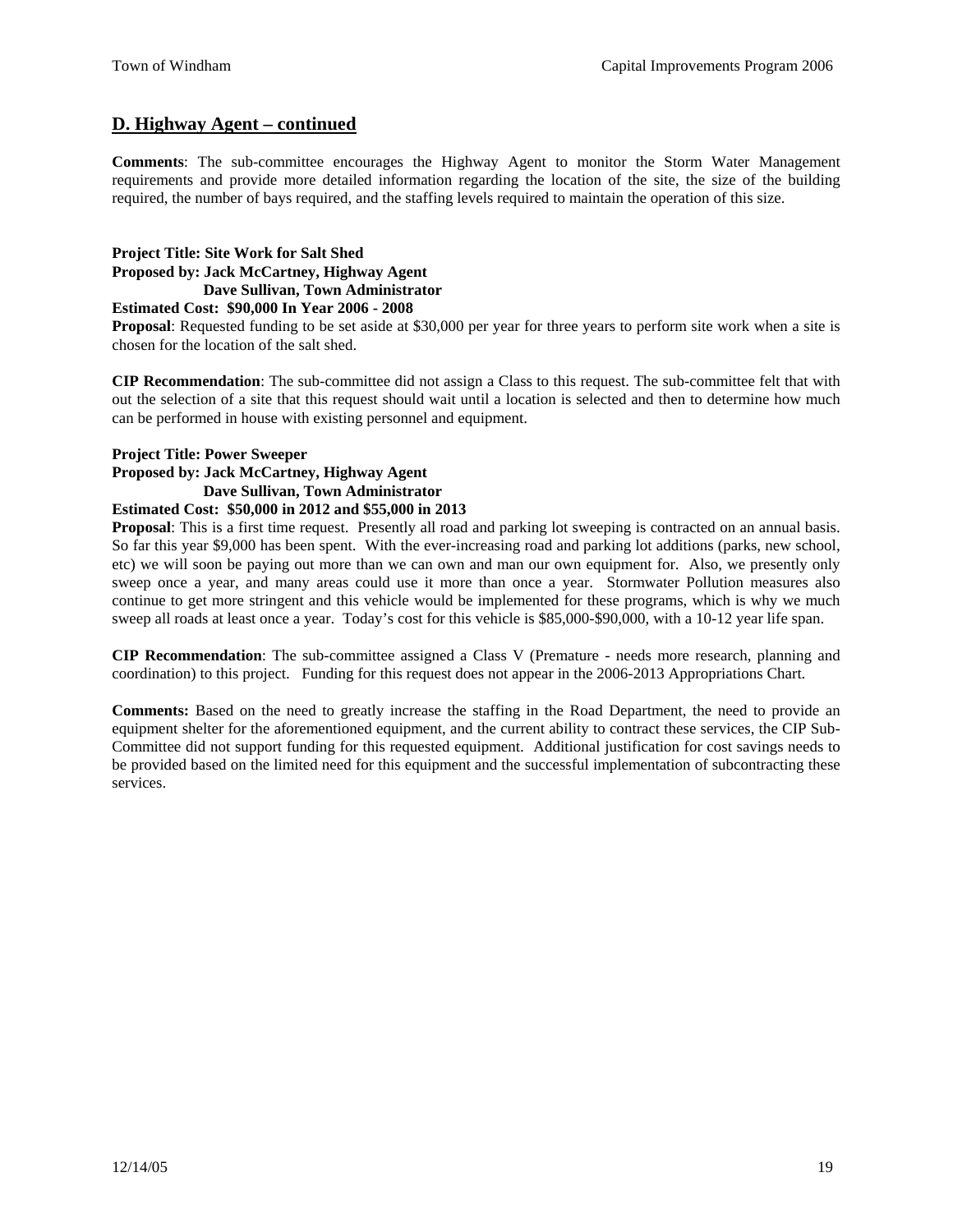## D. Highway Agent – continued

**Comments**: The sub-committee encourages the Highway Agent to monitor the Storm Water Management requirements and provide more detailed information regarding the location of the site, the size of the building required, the number of bays required, and the staffing levels required to maintain the operation of this size.

**Project Title: Site Work for Salt Shed**
**Proposed by: Jack McCartney, Highway Agent**
**Dave Sullivan, Town Administrator**
**Estimated Cost: $90,000 In Year 2006 - 2008**
**Proposal**: Requested funding to be set aside at $30,000 per year for three years to perform site work when a site is chosen for the location of the salt shed.

**CIP Recommendation**: The sub-committee did not assign a Class to this request. The sub-committee felt that with out the selection of a site that this request should wait until a location is selected and then to determine how much can be performed in house with existing personnel and equipment.

**Project Title: Power Sweeper**
**Proposed by: Jack McCartney, Highway Agent**
**Dave Sullivan, Town Administrator**
**Estimated Cost: $50,000 in 2012 and $55,000 in 2013**
**Proposal**: This is a first time request. Presently all road and parking lot sweeping is contracted on an annual basis. So far this year $9,000 has been spent. With the ever-increasing road and parking lot additions (parks, new school, etc) we will soon be paying out more than we can own and man our own equipment for. Also, we presently only sweep once a year, and many areas could use it more than once a year. Stormwater Pollution measures also continue to get more stringent and this vehicle would be implemented for these programs, which is why we much sweep all roads at least once a year. Today's cost for this vehicle is $85,000-$90,000, with a 10-12 year life span.

**CIP Recommendation**: The sub-committee assigned a Class V (Premature - needs more research, planning and coordination) to this project. Funding for this request does not appear in the 2006-2013 Appropriations Chart.

**Comments:** Based on the need to greatly increase the staffing in the Road Department, the need to provide an equipment shelter for the aforementioned equipment, and the current ability to contract these services, the CIP Sub-Committee did not support funding for this requested equipment. Additional justification for cost savings needs to be provided based on the limited need for this equipment and the successful implementation of subcontracting these services.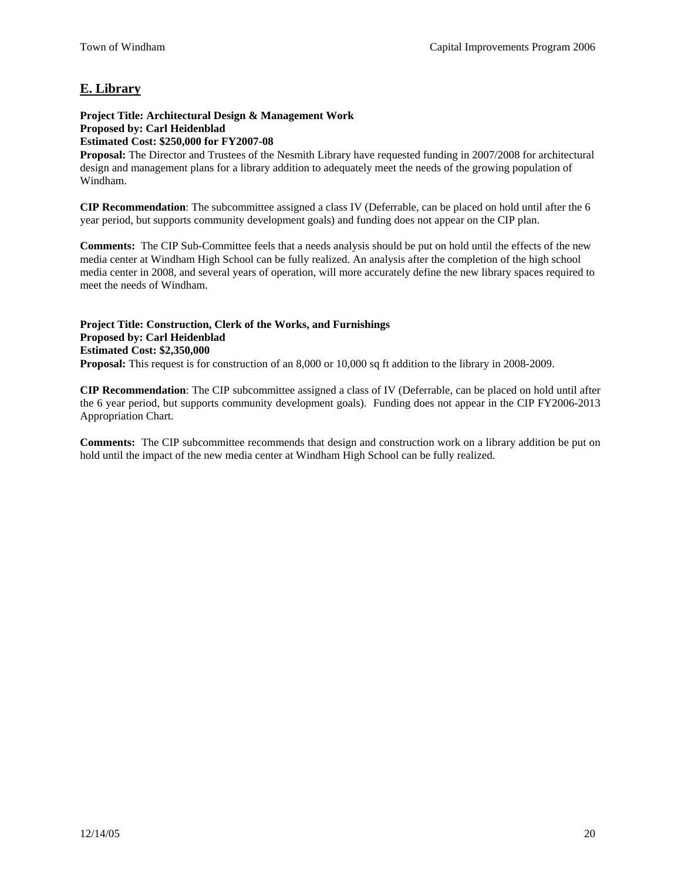## E. Library

**Project Title: Architectural Design & Management Work**
**Proposed by: Carl Heidenblad**
**Estimated Cost: $250,000 for FY2007-08**
**Proposal:** The Director and Trustees of the Nesmith Library have requested funding in 2007/2008 for architectural design and management plans for a library addition to adequately meet the needs of the growing population of Windham.

**CIP Recommendation**: The subcommittee assigned a class IV (Deferrable, can be placed on hold until after the 6 year period, but supports community development goals) and funding does not appear on the CIP plan.

**Comments:** The CIP Sub-Committee feels that a needs analysis should be put on hold until the effects of the new media center at Windham High School can be fully realized. An analysis after the completion of the high school media center in 2008, and several years of operation, will more accurately define the new library spaces required to meet the needs of Windham.

**Project Title: Construction, Clerk of the Works, and Furnishings**
**Proposed by: Carl Heidenblad**
**Estimated Cost: $2,350,000**
**Proposal:** This request is for construction of an 8,000 or 10,000 sq ft addition to the library in 2008-2009.

**CIP Recommendation**: The CIP subcommittee assigned a class of IV (Deferrable, can be placed on hold until after the 6 year period, but supports community development goals). Funding does not appear in the CIP FY2006-2013 Appropriation Chart.

**Comments:** The CIP subcommittee recommends that design and construction work on a library addition be put on hold until the impact of the new media center at Windham High School can be fully realized.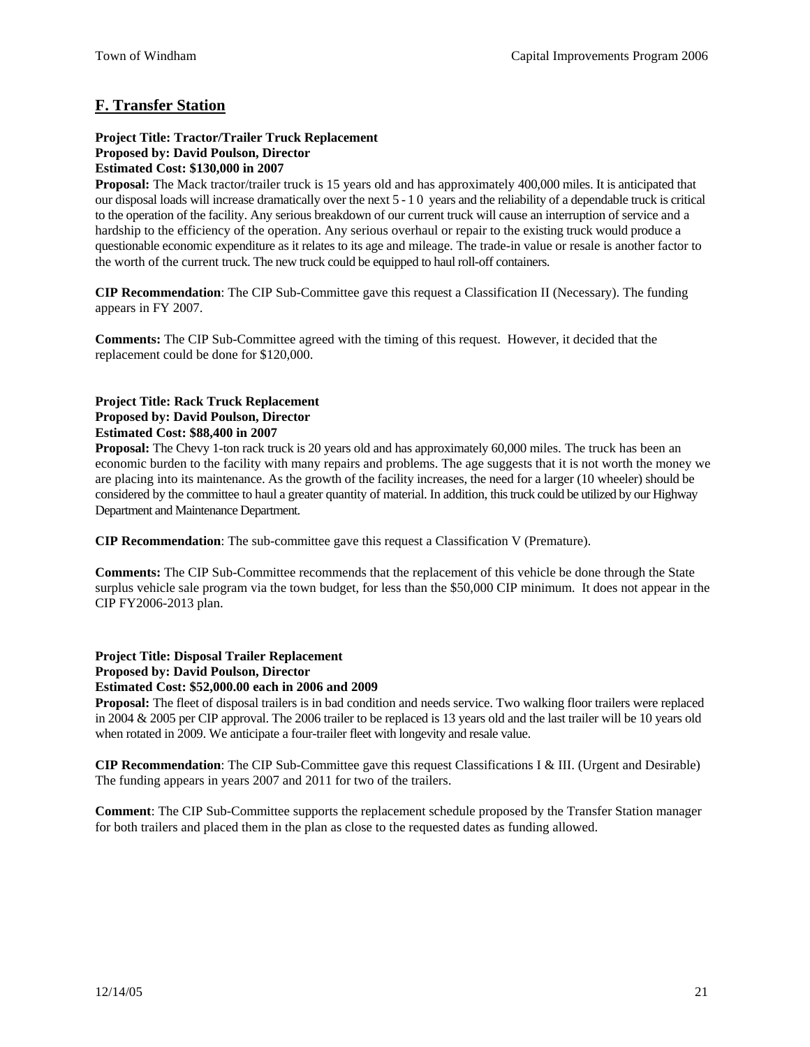## F. Transfer Station

**Project Title: Tractor/Trailer Truck Replacement**
**Proposed by: David Poulson, Director**
**Estimated Cost: $130,000 in 2007**

**Proposal:** The Mack tractor/trailer truck is 15 years old and has approximately 400,000 miles. It is anticipated that our disposal loads will increase dramatically over the next 5 - 10 years and the reliability of a dependable truck is critical to the operation of the facility. Any serious breakdown of our current truck will cause an interruption of service and a hardship to the efficiency of the operation. Any serious overhaul or repair to the existing truck would produce a questionable economic expenditure as it relates to its age and mileage. The trade-in value or resale is another factor to the worth of the current truck. The new truck could be equipped to haul roll-off containers.

**CIP Recommendation**: The CIP Sub-Committee gave this request a Classification II (Necessary). The funding appears in FY 2007.

**Comments:** The CIP Sub-Committee agreed with the timing of this request. However, it decided that the replacement could be done for $120,000.

**Project Title: Rack Truck Replacement**
**Proposed by: David Poulson, Director**
**Estimated Cost: $88,400 in 2007**

**Proposal:** The Chevy 1-ton rack truck is 20 years old and has approximately 60,000 miles. The truck has been an economic burden to the facility with many repairs and problems. The age suggests that it is not worth the money we are placing into its maintenance. As the growth of the facility increases, the need for a larger (10 wheeler) should be considered by the committee to haul a greater quantity of material. In addition, this truck could be utilized by our Highway Department and Maintenance Department.

**CIP Recommendation**: The sub-committee gave this request a Classification V (Premature).

**Comments:** The CIP Sub-Committee recommends that the replacement of this vehicle be done through the State surplus vehicle sale program via the town budget, for less than the $50,000 CIP minimum. It does not appear in the CIP FY2006-2013 plan.

**Project Title: Disposal Trailer Replacement**
**Proposed by: David Poulson, Director**
**Estimated Cost: $52,000.00 each in 2006 and 2009**

**Proposal:** The fleet of disposal trailers is in bad condition and needs service. Two walking floor trailers were replaced in 2004 & 2005 per CIP approval. The 2006 trailer to be replaced is 13 years old and the last trailer will be 10 years old when rotated in 2009. We anticipate a four-trailer fleet with longevity and resale value.

**CIP Recommendation**: The CIP Sub-Committee gave this request Classifications I & III. (Urgent and Desirable) The funding appears in years 2007 and 2011 for two of the trailers.

**Comment**: The CIP Sub-Committee supports the replacement schedule proposed by the Transfer Station manager for both trailers and placed them in the plan as close to the requested dates as funding allowed.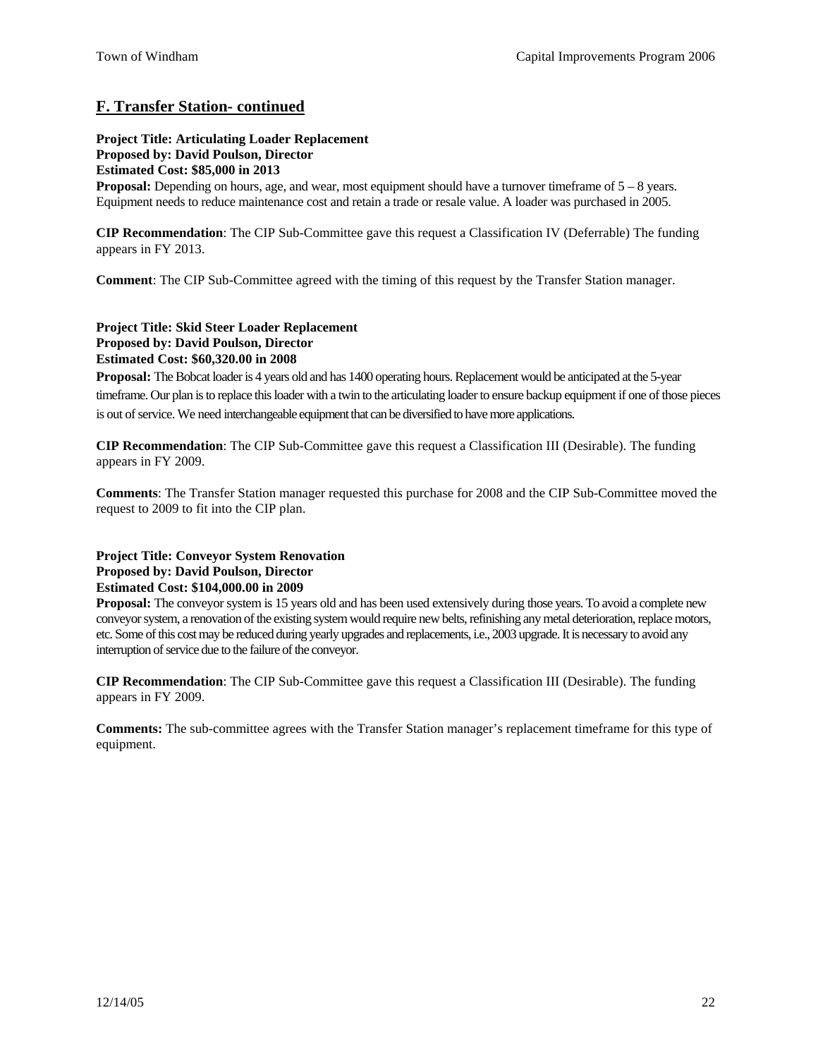## F. Transfer Station- continued

**Project Title: Articulating Loader Replacement**
**Proposed by: David Poulson, Director**
**Estimated Cost: $85,000 in 2013**
**Proposal:** Depending on hours, age, and wear, most equipment should have a turnover timeframe of 5 – 8 years. Equipment needs to reduce maintenance cost and retain a trade or resale value. A loader was purchased in 2005.

**CIP Recommendation**: The CIP Sub-Committee gave this request a Classification IV (Deferrable) The funding appears in FY 2013.

**Comment**: The CIP Sub-Committee agreed with the timing of this request by the Transfer Station manager.

**Project Title: Skid Steer Loader Replacement**
**Proposed by: David Poulson, Director**
**Estimated Cost: $60,320.00 in 2008**
**Proposal:** The Bobcat loader is 4 years old and has 1400 operating hours. Replacement would be anticipated at the 5-year timeframe. Our plan is to replace this loader with a twin to the articulating loader to ensure backup equipment if one of those pieces is out of service. We need interchangeable equipment that can be diversified to have more applications.

**CIP Recommendation**: The CIP Sub-Committee gave this request a Classification III (Desirable). The funding appears in FY 2009.

**Comments**: The Transfer Station manager requested this purchase for 2008 and the CIP Sub-Committee moved the request to 2009 to fit into the CIP plan.

**Project Title: Conveyor System Renovation**
**Proposed by: David Poulson, Director**
**Estimated Cost: $104,000.00 in 2009**
**Proposal:** The conveyor system is 15 years old and has been used extensively during those years. To avoid a complete new conveyor system, a renovation of the existing system would require new belts, refinishing any metal deterioration, replace motors, etc. Some of this cost may be reduced during yearly upgrades and replacements, i.e., 2003 upgrade. It is necessary to avoid any interruption of service due to the failure of the conveyor.

**CIP Recommendation**: The CIP Sub-Committee gave this request a Classification III (Desirable). The funding appears in FY 2009.

**Comments:** The sub-committee agrees with the Transfer Station manager's replacement timeframe for this type of equipment.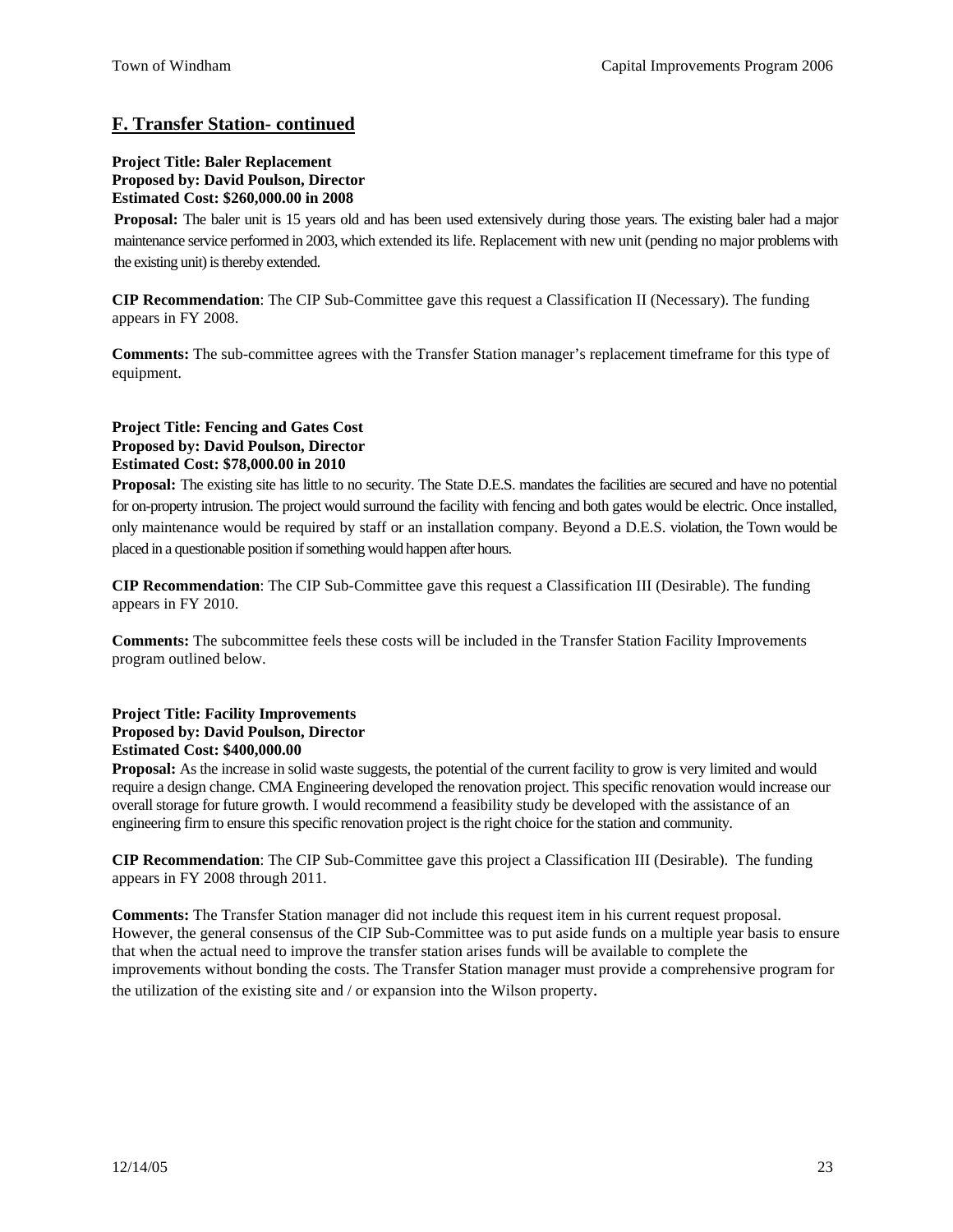## F. Transfer Station- continued

**Project Title: Baler Replacement**
**Proposed by: David Poulson, Director**
**Estimated Cost: $260,000.00 in 2008**

**Proposal:** The baler unit is 15 years old and has been used extensively during those years. The existing baler had a major maintenance service performed in 2003, which extended its life. Replacement with new unit (pending no major problems with the existing unit) is thereby extended.

**CIP Recommendation**: The CIP Sub-Committee gave this request a Classification II (Necessary). The funding appears in FY 2008.

**Comments:** The sub-committee agrees with the Transfer Station manager's replacement timeframe for this type of equipment.

**Project Title: Fencing and Gates Cost**
**Proposed by: David Poulson, Director**
**Estimated Cost: $78,000.00 in 2010**

**Proposal:** The existing site has little to no security. The State D.E.S. mandates the facilities are secured and have no potential for on-property intrusion. The project would surround the facility with fencing and both gates would be electric. Once installed, only maintenance would be required by staff or an installation company. Beyond a D.E.S. violation, the Town would be placed in a questionable position if something would happen after hours.

**CIP Recommendation**: The CIP Sub-Committee gave this request a Classification III (Desirable). The funding appears in FY 2010.

**Comments:** The subcommittee feels these costs will be included in the Transfer Station Facility Improvements program outlined below.

**Project Title: Facility Improvements**
**Proposed by: David Poulson, Director**
**Estimated Cost: $400,000.00**

**Proposal:** As the increase in solid waste suggests, the potential of the current facility to grow is very limited and would require a design change. CMA Engineering developed the renovation project. This specific renovation would increase our overall storage for future growth. I would recommend a feasibility study be developed with the assistance of an engineering firm to ensure this specific renovation project is the right choice for the station and community.

**CIP Recommendation**: The CIP Sub-Committee gave this project a Classification III (Desirable). The funding appears in FY 2008 through 2011.

**Comments:** The Transfer Station manager did not include this request item in his current request proposal. However, the general consensus of the CIP Sub-Committee was to put aside funds on a multiple year basis to ensure that when the actual need to improve the transfer station arises funds will be available to complete the improvements without bonding the costs. The Transfer Station manager must provide a comprehensive program for the utilization of the existing site and / or expansion into the Wilson property.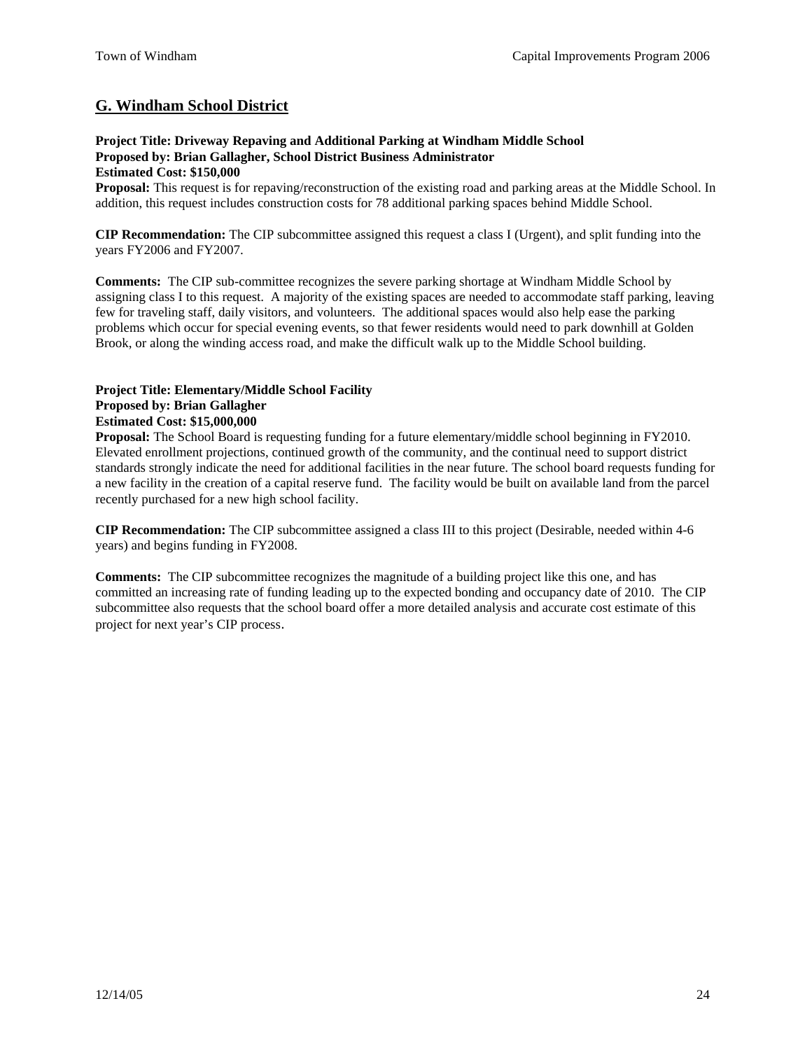## G. Windham School District

**Project Title: Driveway Repaving and Additional Parking at Windham Middle School**
**Proposed by: Brian Gallagher, School District Business Administrator**
**Estimated Cost: $150,000**
**Proposal:** This request is for repaving/reconstruction of the existing road and parking areas at the Middle School. In addition, this request includes construction costs for 78 additional parking spaces behind Middle School.

**CIP Recommendation:** The CIP subcommittee assigned this request a class I (Urgent), and split funding into the years FY2006 and FY2007.

**Comments:** The CIP sub-committee recognizes the severe parking shortage at Windham Middle School by assigning class I to this request. A majority of the existing spaces are needed to accommodate staff parking, leaving few for traveling staff, daily visitors, and volunteers. The additional spaces would also help ease the parking problems which occur for special evening events, so that fewer residents would need to park downhill at Golden Brook, or along the winding access road, and make the difficult walk up to the Middle School building.

**Project Title: Elementary/Middle School Facility**
**Proposed by: Brian Gallagher**
**Estimated Cost: $15,000,000**
**Proposal:** The School Board is requesting funding for a future elementary/middle school beginning in FY2010. Elevated enrollment projections, continued growth of the community, and the continual need to support district standards strongly indicate the need for additional facilities in the near future. The school board requests funding for a new facility in the creation of a capital reserve fund. The facility would be built on available land from the parcel recently purchased for a new high school facility.

**CIP Recommendation:** The CIP subcommittee assigned a class III to this project (Desirable, needed within 4-6 years) and begins funding in FY2008.

**Comments:** The CIP subcommittee recognizes the magnitude of a building project like this one, and has committed an increasing rate of funding leading up to the expected bonding and occupancy date of 2010. The CIP subcommittee also requests that the school board offer a more detailed analysis and accurate cost estimate of this project for next year's CIP process.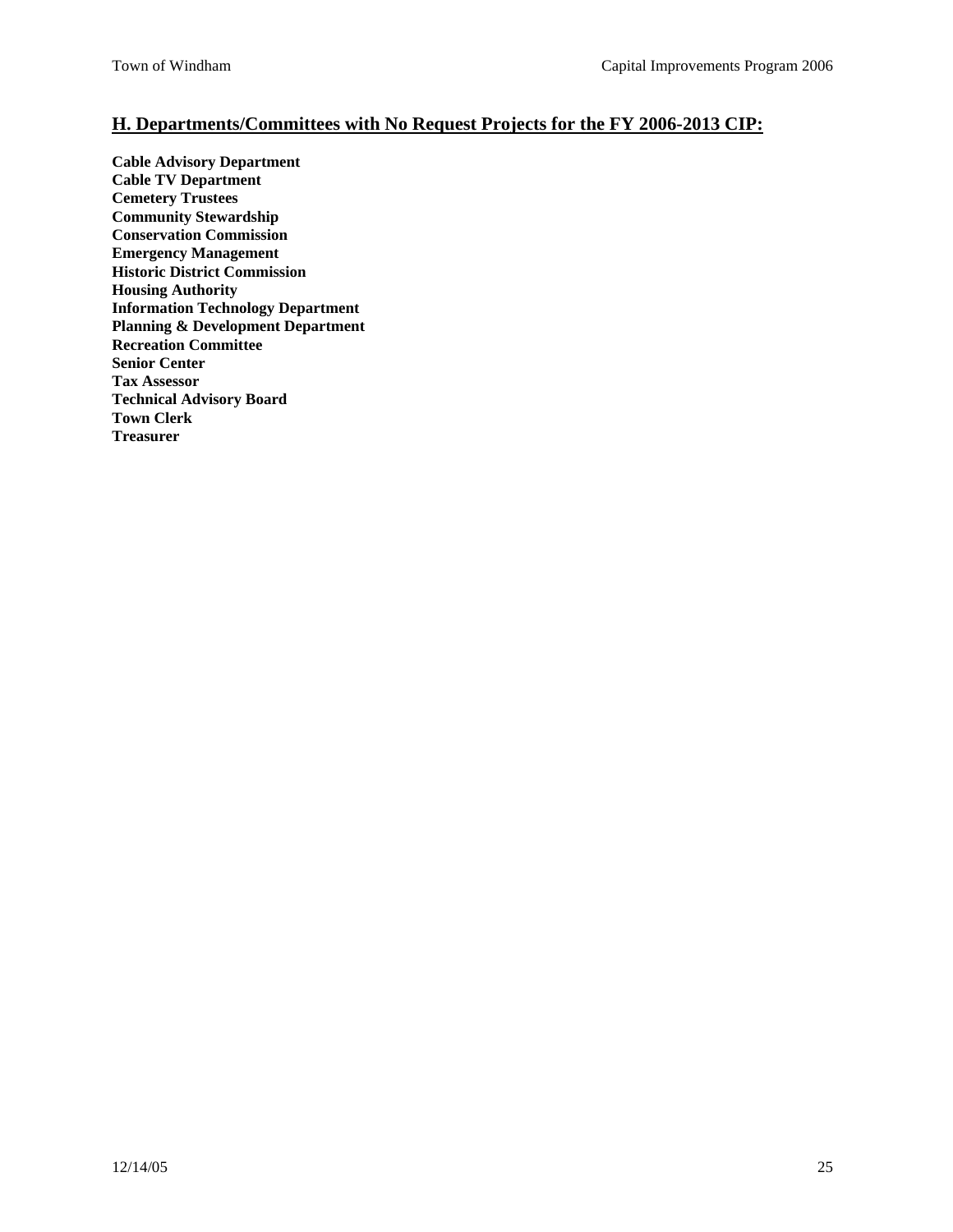## H. Departments/Committees with No Request Projects for the FY 2006-2013 CIP:

**Cable Advisory Department**
**Cable TV Department**
**Cemetery Trustees**
**Community Stewardship**
**Conservation Commission**
**Emergency Management**
**Historic District Commission**
**Housing Authority**
**Information Technology Department**
**Planning & Development Department**
**Recreation Committee**
**Senior Center**
**Tax Assessor**
**Technical Advisory Board**
**Town Clerk**
**Treasurer**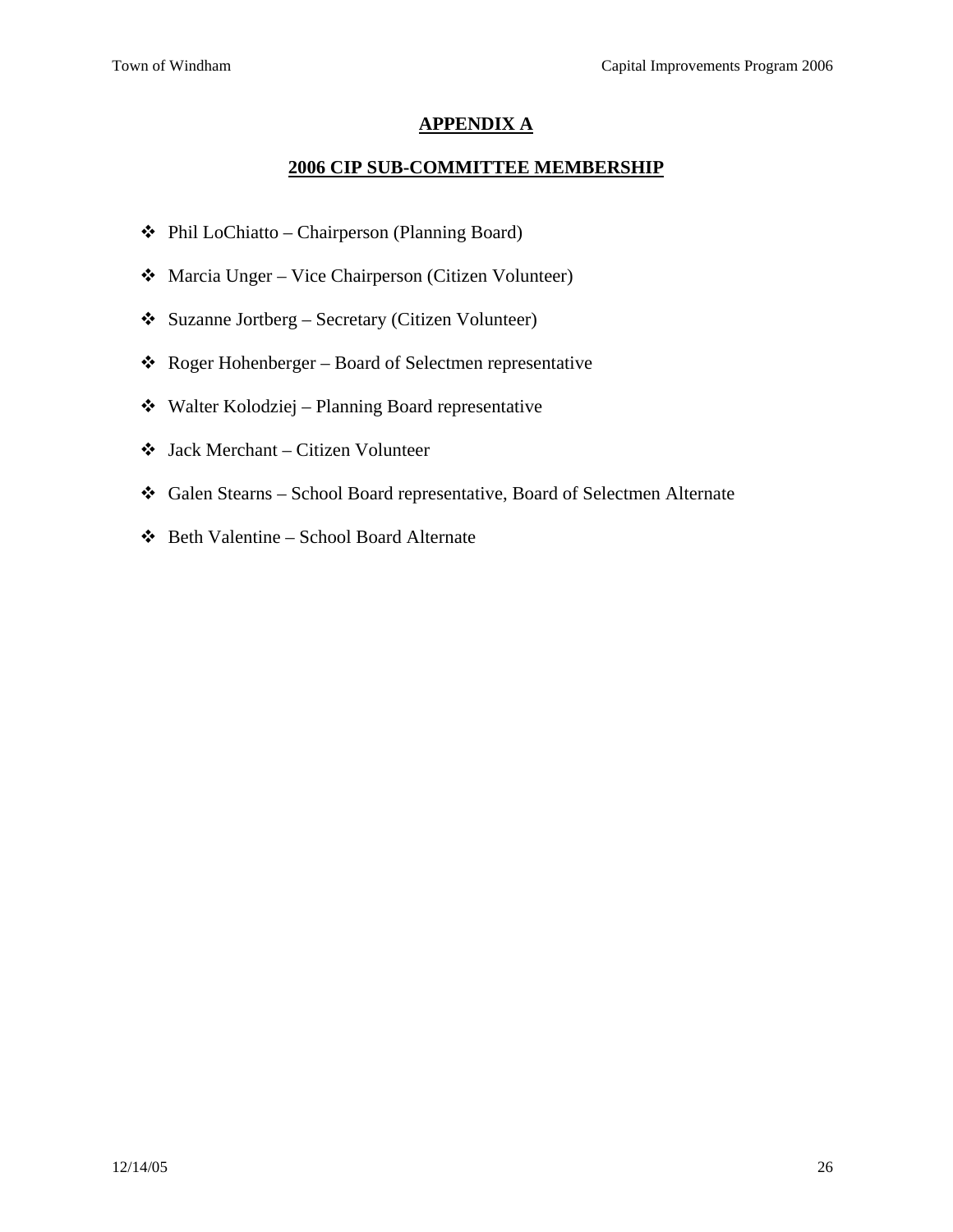# APPENDIX A

## 2006 CIP SUB-COMMITTEE MEMBERSHIP

- Phil LoChiatto – Chairperson (Planning Board)
- Marcia Unger – Vice Chairperson (Citizen Volunteer)
- Suzanne Jortberg – Secretary (Citizen Volunteer)
- Roger Hohenberger – Board of Selectmen representative
- Walter Kolodziej – Planning Board representative
- Jack Merchant – Citizen Volunteer
- Galen Stearns – School Board representative, Board of Selectmen Alternate
- Beth Valentine – School Board Alternate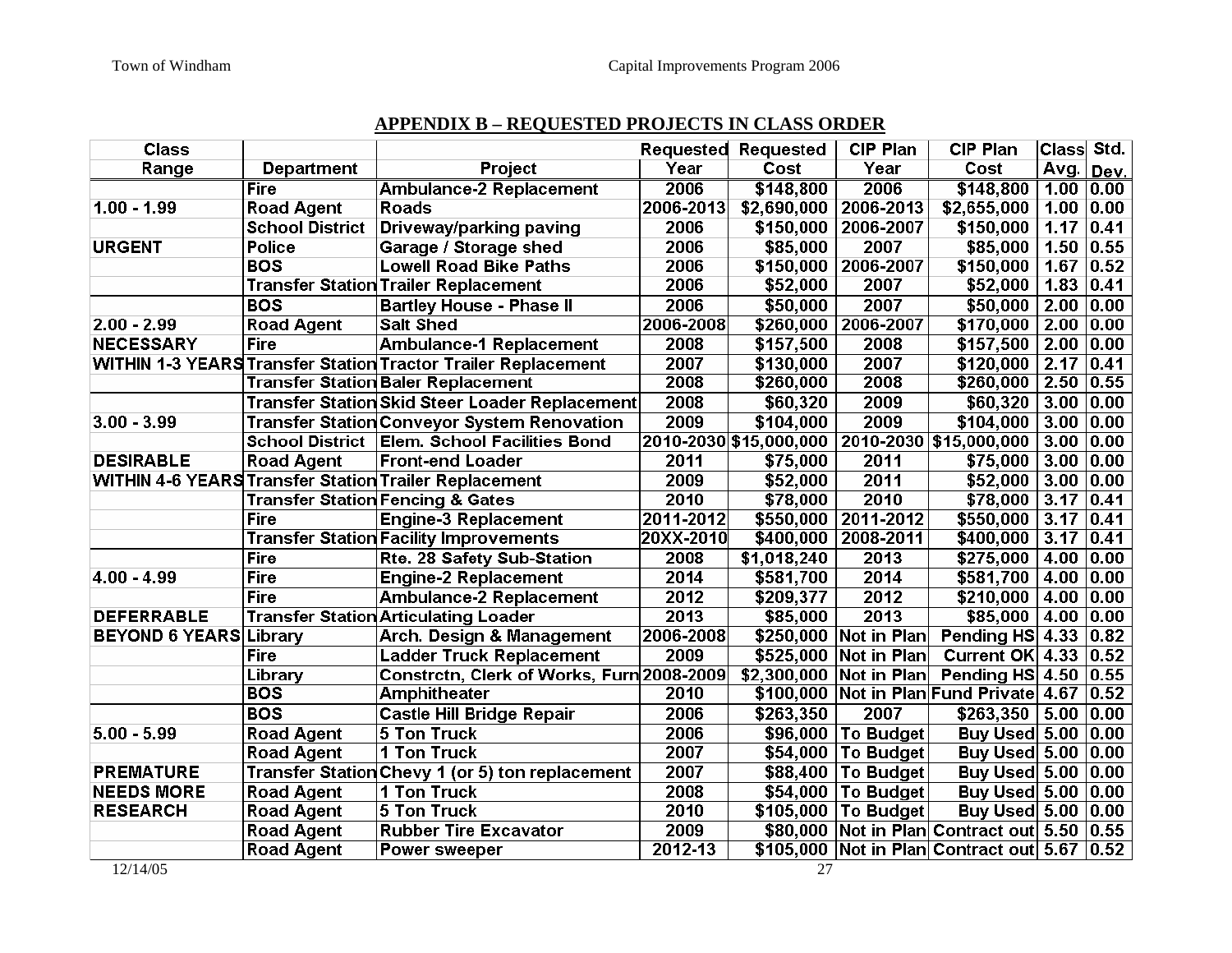## APPENDIX B – REQUESTED PROJECTS IN CLASS ORDER

| Class Range | Department | Project | Requested Year | Requested Cost | CIP Plan Year | CIP Plan Cost | Class Avg. | Std. Dev. |
|---|---|---|---|---|---|---|---|---|
| | Fire | Ambulance-2 Replacement | 2006 | $148,800 | 2006 | $148,800 | 1.00 | 0.00 |
| 1.00 - 1.99 | Road Agent | Roads | 2006-2013 | $2,690,000 | 2006-2013 | $2,655,000 | 1.00 | 0.00 |
| | School District | Driveway/parking paving | 2006 | $150,000 | 2006-2007 | $150,000 | 1.17 | 0.41 |
| URGENT | Police | Garage / Storage shed | 2006 | $85,000 | 2007 | $85,000 | 1.50 | 0.55 |
| | BOS | Lowell Road Bike Paths | 2006 | $150,000 | 2006-2007 | $150,000 | 1.67 | 0.52 |
| | Transfer Station | Trailer Replacement | 2006 | $52,000 | 2007 | $52,000 | 1.83 | 0.41 |
| | BOS | Bartley House - Phase II | 2006 | $50,000 | 2007 | $50,000 | 2.00 | 0.00 |
| 2.00 - 2.99 | Road Agent | Salt Shed | 2006-2008 | $260,000 | 2006-2007 | $170,000 | 2.00 | 0.00 |
| NECESSARY | Fire | Ambulance-1 Replacement | 2008 | $157,500 | 2008 | $157,500 | 2.00 | 0.00 |
| WITHIN 1-3 YEARS | Transfer Station | Tractor Trailer Replacement | 2007 | $130,000 | 2007 | $120,000 | 2.17 | 0.41 |
| | Transfer Station | Baler Replacement | 2008 | $260,000 | 2008 | $260,000 | 2.50 | 0.55 |
| | Transfer Station | Skid Steer Loader Replacement | 2008 | $60,320 | 2009 | $60,320 | 3.00 | 0.00 |
| 3.00 - 3.99 | Transfer Station | Conveyor System Renovation | 2009 | $104,000 | 2009 | $104,000 | 3.00 | 0.00 |
| | School District | Elem. School Facilities Bond | 2010-2030 | $15,000,000 | 2010-2030 | $15,000,000 | 3.00 | 0.00 |
| DESIRABLE | Road Agent | Front-end Loader | 2011 | $75,000 | 2011 | $75,000 | 3.00 | 0.00 |
| WITHIN 4-6 YEARS | Transfer Station | Trailer Replacement | 2009 | $52,000 | 2011 | $52,000 | 3.00 | 0.00 |
| | Transfer Station | Fencing & Gates | 2010 | $78,000 | 2010 | $78,000 | 3.17 | 0.41 |
| | Fire | Engine-3 Replacement | 2011-2012 | $550,000 | 2011-2012 | $550,000 | 3.17 | 0.41 |
| | Transfer Station | Facility Improvements | 20XX-2010 | $400,000 | 2008-2011 | $400,000 | 3.17 | 0.41 |
| | Fire | Rte. 28 Safety Sub-Station | 2008 | $1,018,240 | 2013 | $275,000 | 4.00 | 0.00 |
| 4.00 - 4.99 | Fire | Engine-2 Replacement | 2014 | $581,700 | 2014 | $581,700 | 4.00 | 0.00 |
| | Fire | Ambulance-2 Replacement | 2012 | $209,377 | 2012 | $210,000 | 4.00 | 0.00 |
| DEFERRABLE | Transfer Station | Articulating Loader | 2013 | $85,000 | 2013 | $85,000 | 4.00 | 0.00 |
| BEYOND 6 YEARS | Library | Arch. Design & Management | 2006-2008 | $250,000 | Not in Plan | Pending HS | 4.33 | 0.82 |
| | Fire | Ladder Truck Replacement | 2009 | $525,000 | Not in Plan | Current OK | 4.33 | 0.52 |
| | Library | Constrctn, Clerk of Works, Furn | 2008-2009 | $2,300,000 | Not in Plan | Pending HS | 4.50 | 0.55 |
| | BOS | Amphitheater | 2010 | $100,000 | Not in Plan | Fund Private | 4.67 | 0.52 |
| | BOS | Castle Hill Bridge Repair | 2006 | $263,350 | 2007 | $263,350 | 5.00 | 0.00 |
| 5.00 - 5.99 | Road Agent | 5 Ton Truck | 2006 | $96,000 | To Budget | Buy Used | 5.00 | 0.00 |
| | Road Agent | 1 Ton Truck | 2007 | $54,000 | To Budget | Buy Used | 5.00 | 0.00 |
| PREMATURE | Transfer Station | Chevy 1 (or 5) ton replacement | 2007 | $88,400 | To Budget | Buy Used | 5.00 | 0.00 |
| NEEDS MORE | Road Agent | 1 Ton Truck | 2008 | $54,000 | To Budget | Buy Used | 5.00 | 0.00 |
| RESEARCH | Road Agent | 5 Ton Truck | 2010 | $105,000 | To Budget | Buy Used | 5.00 | 0.00 |
| | Road Agent | Rubber Tire Excavator | 2009 | $80,000 | Not in Plan | Contract out | 5.50 | 0.55 |
| | Road Agent | Power sweeper | 2012-13 | $105,000 | Not in Plan | Contract out | 5.67 | 0.52 |

12/14/05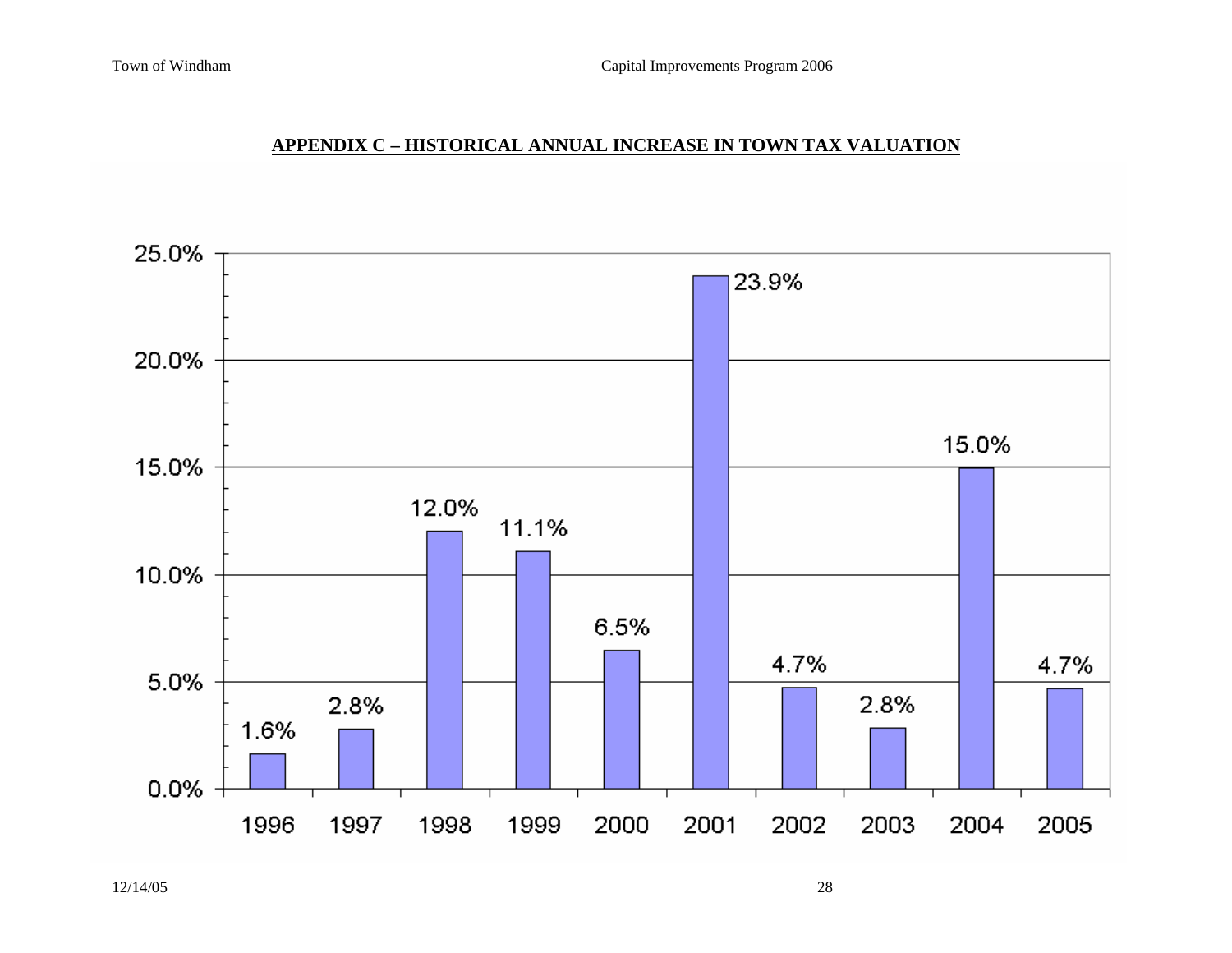## APPENDIX C – HISTORICAL ANNUAL INCREASE IN TOWN TAX VALUATION

| Year | Increase |
|---|---|
| 1996 | 1.6% |
| 1997 | 2.8% |
| 1998 | 12.0% |
| 1999 | 11.1% |
| 2000 | 6.5% |
| 2001 | 23.9% |
| 2002 | 4.7% |
| 2003 | 2.8% |
| 2004 | 15.0% |
| 2005 | 4.7% |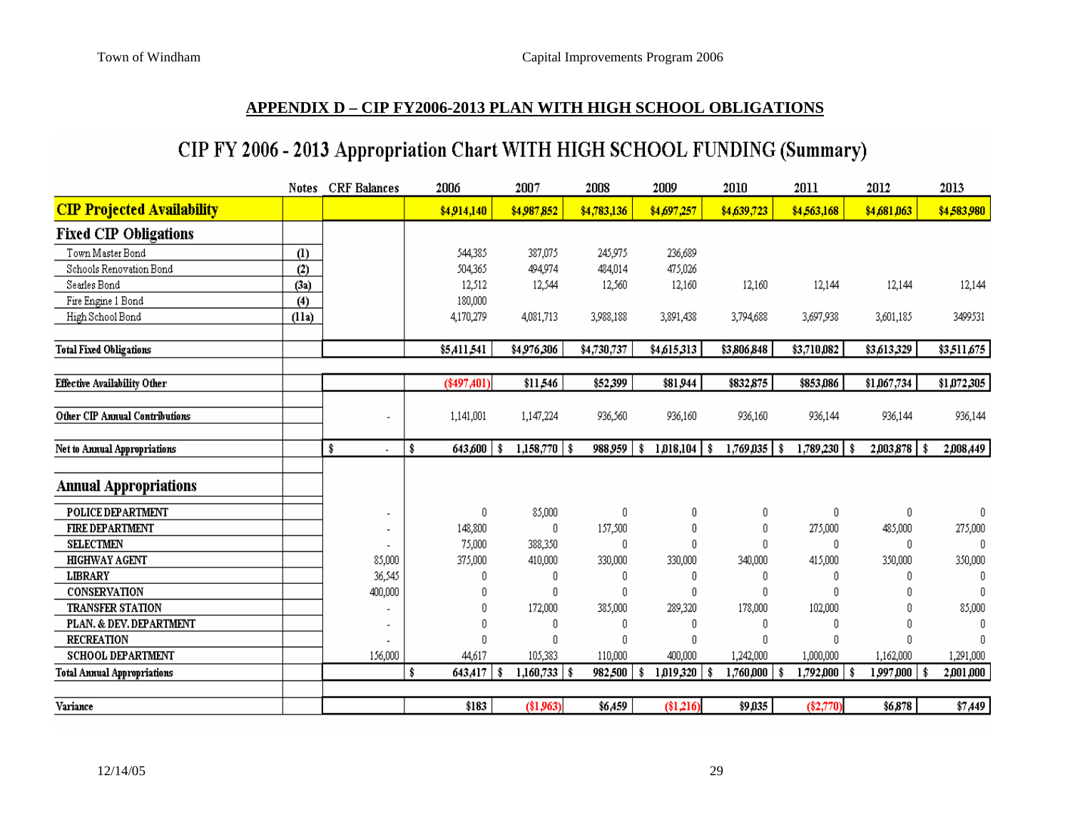## APPENDIX D – CIP FY2006-2013 PLAN WITH HIGH SCHOOL OBLIGATIONS

### CIP FY 2006 - 2013 Appropriation Chart WITH HIGH SCHOOL FUNDING (Summary)

| | Notes | CRF Balances | 2006 | 2007 | 2008 | 2009 | 2010 | 2011 | 2012 | 2013 |
|---|---|---|---|---|---|---|---|---|---|---|
| **CIP Projected Availability** | | | $4,914,140 | $4,987,852 | $4,783,136 | $4,697,257 | $4,639,723 | $4,563,168 | $4,681,063 | $4,583,980 |
| **Fixed CIP Obligations** | | | | | | | | | | |
| Town Master Bond | (1) | | 544,385 | 387,075 | 245,975 | 236,689 | | | | |
| Schools Renovation Bond | (2) | | 504,365 | 494,974 | 484,014 | 475,026 | | | | |
| Searles Bond | (3a) | | 12,512 | 12,544 | 12,560 | 12,160 | 12,160 | 12,144 | 12,144 | 12,144 |
| Fire Engine 1 Bond | (4) | | 180,000 | | | | | | | |
| High School Bond | (11a) | | 4,170,279 | 4,081,713 | 3,988,188 | 3,891,438 | 3,794,688 | 3,697,938 | 3,601,185 | 3499531 |
| **Total Fixed Obligations** | | | $5,411,541 | $4,976,306 | $4,730,737 | $4,615,313 | $3,806,848 | $3,710,082 | $3,613,329 | $3,511,675 |
| **Effective Availability Other** | | | ($497,401) | $11,546 | $52,399 | $81,944 | $832,875 | $853,086 | $1,067,734 | $1,072,305 |
| **Other CIP Annual Contributions** | | - | 1,141,001 | 1,147,224 | 936,560 | 936,160 | 936,160 | 936,144 | 936,144 | 936,144 |
| **Net to Annual Appropriations** | | $ - | $ 643,600 | $ 1,158,770 | $ 988,959 | $ 1,018,104 | $ 1,769,035 | $ 1,789,230 | $ 2,003,878 | $ 2,008,449 |
| **Annual Appropriations** | | | | | | | | | | |
| POLICE DEPARTMENT | | - | 0 | 85,000 | 0 | 0 | 0 | 0 | 0 | 0 |
| FIRE DEPARTMENT | | - | 148,800 | 0 | 157,500 | 0 | 0 | 275,000 | 485,000 | 275,000 |
| SELECTMEN | | - | 75,000 | 388,350 | 0 | 0 | 0 | 0 | 0 | 0 |
| HIGHWAY AGENT | | 85,000 | 375,000 | 410,000 | 330,000 | 330,000 | 340,000 | 415,000 | 350,000 | 350,000 |
| LIBRARY | | 36,545 | 0 | 0 | 0 | 0 | 0 | 0 | 0 | 0 |
| CONSERVATION | | 400,000 | 0 | 0 | 0 | 0 | 0 | 0 | 0 | 0 |
| TRANSFER STATION | | - | 0 | 172,000 | 385,000 | 289,320 | 178,000 | 102,000 | 0 | 85,000 |
| PLAN. & DEV. DEPARTMENT | | - | 0 | 0 | 0 | 0 | 0 | 0 | 0 | 0 |
| RECREATION | | - | 0 | 0 | 0 | 0 | 0 | 0 | 0 | 0 |
| SCHOOL DEPARTMENT | | 156,000 | 44,617 | 105,383 | 110,000 | 400,000 | 1,242,000 | 1,000,000 | 1,162,000 | 1,291,000 |
| **Total Annual Appropriations** | | | $ 643,417 | $ 1,160,733 | $ 982,500 | $ 1,019,320 | $ 1,760,000 | $ 1,792,000 | $ 1,997,000 | $ 2,001,000 |
| **Variance** | | | $183 | ($1,963) | $6,459 | ($1,216) | $9,035 | ($2,770) | $6,878 | $7,449 |

12/14/05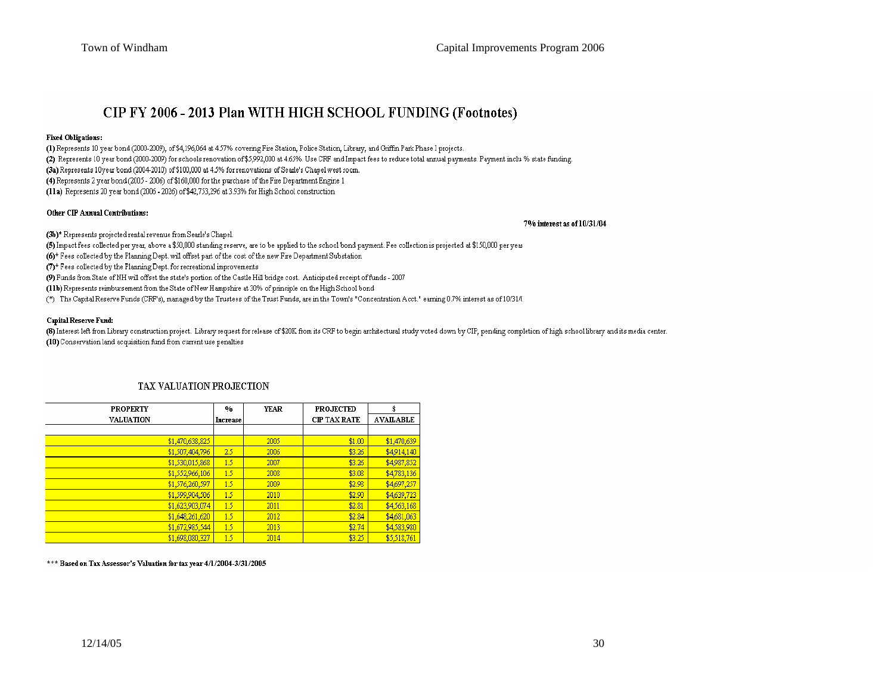# CIP FY 2006 - 2013 Plan WITH HIGH SCHOOL FUNDING (Footnotes)

**Fixed Obligations:**

**(1)** Represents 10 year bond (2000-2009), of $4,196,064 at 4.57% covering Fire Station, Police Station, Library, and Griffin Park Phase 1 projects.

**(2)** Represents 10 year bond (2000-2009) for schools renovation of $5,992,000 at 4.65%. Use CRF and Impact fees to reduce total annual payments. Payment inclu % state funding.

**(3a)** Represents 10year bond (2004-2010) of $100,000 at 4.5% for renovations of Searle's Chapel west room.

**(4)** Represents 2 year bond (2005 - 2006) of $160,000 for the purchase of the Fire Department Engine 1

**(11a)** Represents 20 year bond (2006 - 2026) of $42,753,296 at 3.93% for High School construction

**Other CIP Annual Contributions:**

**7% interest as of 10/31/04**

**(3b)*** Represents projected rental revenue from Searls's Chapel.

**(5)** Impact fees collected per year, above a $50,000 standing reserve, are to be applied to the school bond payment. Fee collection is projected at $150,000 per year

**(6)*** Fees collected by the Planning Dept. will offset part of the cost of the new Fire Department Substation

**(7)*** Fees collected by the Planning Dept. for recreational improvements

**(9)** Funds from State of NH will offset the state's portion of the Castle Hill bridge cost. Anticipated receipt of funds - 2007

**(11b)** Represents reimbursement from the State of New Hampshire at 30% of principle on the High School bond

(*) The Capital Reserve Funds (CRF's), managed by the Trustees of the Trust Funds, are in the Town's "Concentration Acct." earning 0.7% interest as of 10/31/0

**Capital Reserve Fund:**

**(8)** Interest left from Library construction project. Library request for release of $20K from its CRF to begin architectural study voted down by CIP, pending completion of high school library and its media center.

**(10)** Conservation land acquisition fund from current use penalties

## TAX VALUATION PROJECTION

| PROPERTY VALUATION | % Increase | YEAR | PROJECTED CIP TAX RATE | $ AVAILABLE |
|---|---|---|---|---|
| | | | | |
| $1,470,638,825 | | 2005 | $1.00 | $1,470,639 |
| $1,507,404,796 | 2.5 | 2006 | $3.26 | $4,914,140 |
| $1,530,015,868 | 1.5 | 2007 | $3.26 | $4,987,852 |
| $1,552,966,106 | 1.5 | 2008 | $3.08 | $4,783,136 |
| $1,576,260,597 | 1.5 | 2009 | $2.98 | $4,697,257 |
| $1,599,904,506 | 1.5 | 2010 | $2.90 | $4,639,723 |
| $1,623,903,074 | 1.5 | 2011 | $2.81 | $4,563,168 |
| $1,648,261,620 | 1.5 | 2012 | $2.84 | $4,681,063 |
| $1,672,985,544 | 1.5 | 2013 | $2.74 | $4,583,980 |
| $1,698,080,327 | 1.5 | 2014 | $3.25 | $5,518,761 |

**\*\*\* Based on Tax Assessor's Valuation for tax year 4/1/2004-3/31/2005**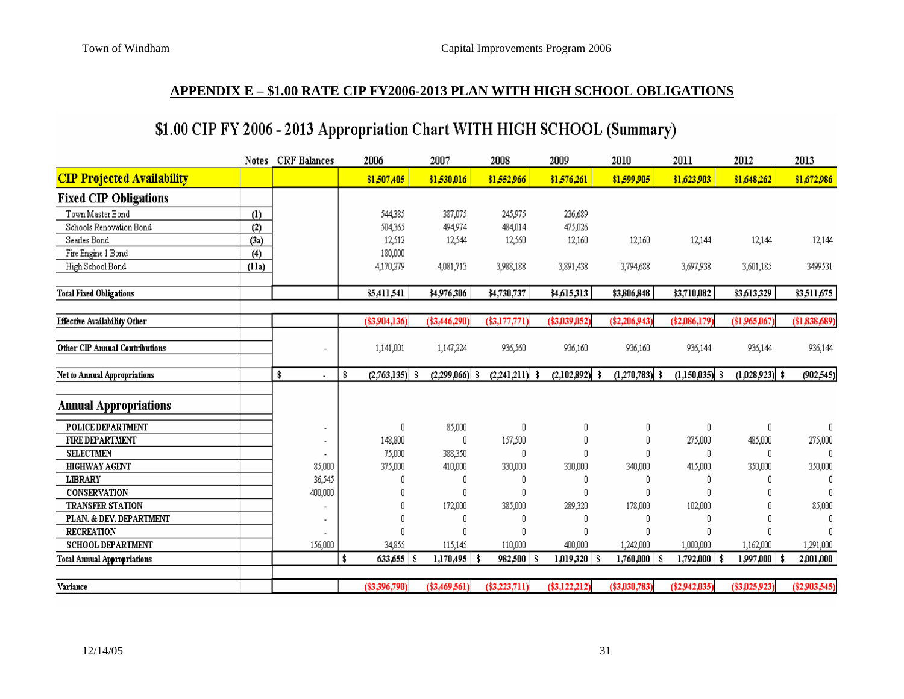## APPENDIX E – $1.00 RATE CIP FY2006-2013 PLAN WITH HIGH SCHOOL OBLIGATIONS

### $1.00 CIP FY 2006 - 2013 Appropriation Chart WITH HIGH SCHOOL (Summary)

| | Notes | CRF Balances | 2006 | 2007 | 2008 | 2009 | 2010 | 2011 | 2012 | 2013 |
|---|---|---|---|---|---|---|---|---|---|---|
| **CIP Projected Availability** | | | $1,507,405 | $1,530,016 | $1,552,966 | $1,576,261 | $1,599,905 | $1,623,903 | $1,648,262 | $1,672,986 |
| **Fixed CIP Obligations** | | | | | | | | | | |
| Town Master Bond | (1) | | 544,385 | 387,075 | 245,975 | 236,689 | | | | |
| Schools Renovation Bond | (2) | | 504,365 | 494,974 | 484,014 | 475,026 | | | | |
| Searles Bond | (3a) | | 12,512 | 12,544 | 12,560 | 12,160 | 12,160 | 12,144 | 12,144 | 12,144 |
| Fire Engine 1 Bond | (4) | | 180,000 | | | | | | | |
| High School Bond | (11a) | | 4,170,279 | 4,081,713 | 3,988,188 | 3,891,438 | 3,794,688 | 3,697,938 | 3,601,185 | 3499531 |
| **Total Fixed Obligations** | | | $5,411,541 | $4,976,306 | $4,730,737 | $4,615,313 | $3,806,848 | $3,710,082 | $3,613,329 | $3,511,675 |
| **Effective Availability Other** | | | ($3,904,136) | ($3,446,290) | ($3,177,771) | ($3,039,052) | ($2,206,943) | ($2,086,179) | ($1,965,067) | ($1,838,689) |
| **Other CIP Annual Contributions** | | - | 1,141,001 | 1,147,224 | 936,560 | 936,160 | 936,160 | 936,144 | 936,144 | 936,144 |
| **Net to Annual Appropriations** | | $ - | $ (2,763,135) | $ (2,299,066) | $ (2,241,211) | $ (2,102,892) | $ (1,270,783) | $ (1,150,035) | $ (1,028,923) | $ (902,545) |
| **Annual Appropriations** | | | | | | | | | | |
| POLICE DEPARTMENT | | - | 0 | 85,000 | 0 | 0 | 0 | 0 | 0 | 0 |
| FIRE DEPARTMENT | | - | 148,800 | 0 | 157,500 | 0 | 0 | 275,000 | 485,000 | 275,000 |
| SELECTMEN | | - | 75,000 | 388,350 | 0 | 0 | 0 | 0 | 0 | 0 |
| HIGHWAY AGENT | | 85,000 | 375,000 | 410,000 | 330,000 | 330,000 | 340,000 | 415,000 | 350,000 | 350,000 |
| LIBRARY | | 36,545 | 0 | 0 | 0 | 0 | 0 | 0 | 0 | 0 |
| CONSERVATION | | 400,000 | 0 | 0 | 0 | 0 | 0 | 0 | 0 | 0 |
| TRANSFER STATION | | - | 0 | 172,000 | 385,000 | 289,320 | 178,000 | 102,000 | 0 | 85,000 |
| PLAN. & DEV. DEPARTMENT | | - | 0 | 0 | 0 | 0 | 0 | 0 | 0 | 0 |
| RECREATION | | - | 0 | 0 | 0 | 0 | 0 | 0 | 0 | 0 |
| SCHOOL DEPARTMENT | | 156,000 | 34,855 | 115,145 | 110,000 | 400,000 | 1,242,000 | 1,000,000 | 1,162,000 | 1,291,000 |
| **Total Annual Appropriations** | | | $ 633,655 | $ 1,170,495 | $ 982,500 | $ 1,019,320 | $ 1,760,000 | $ 1,792,000 | $ 1,997,000 | $ 2,001,000 |
| **Variance** | | | ($3,396,790) | ($3,469,561) | ($3,223,711) | ($3,122,212) | ($3,030,783) | ($2,942,035) | ($3,025,923) | ($2,903,545) |